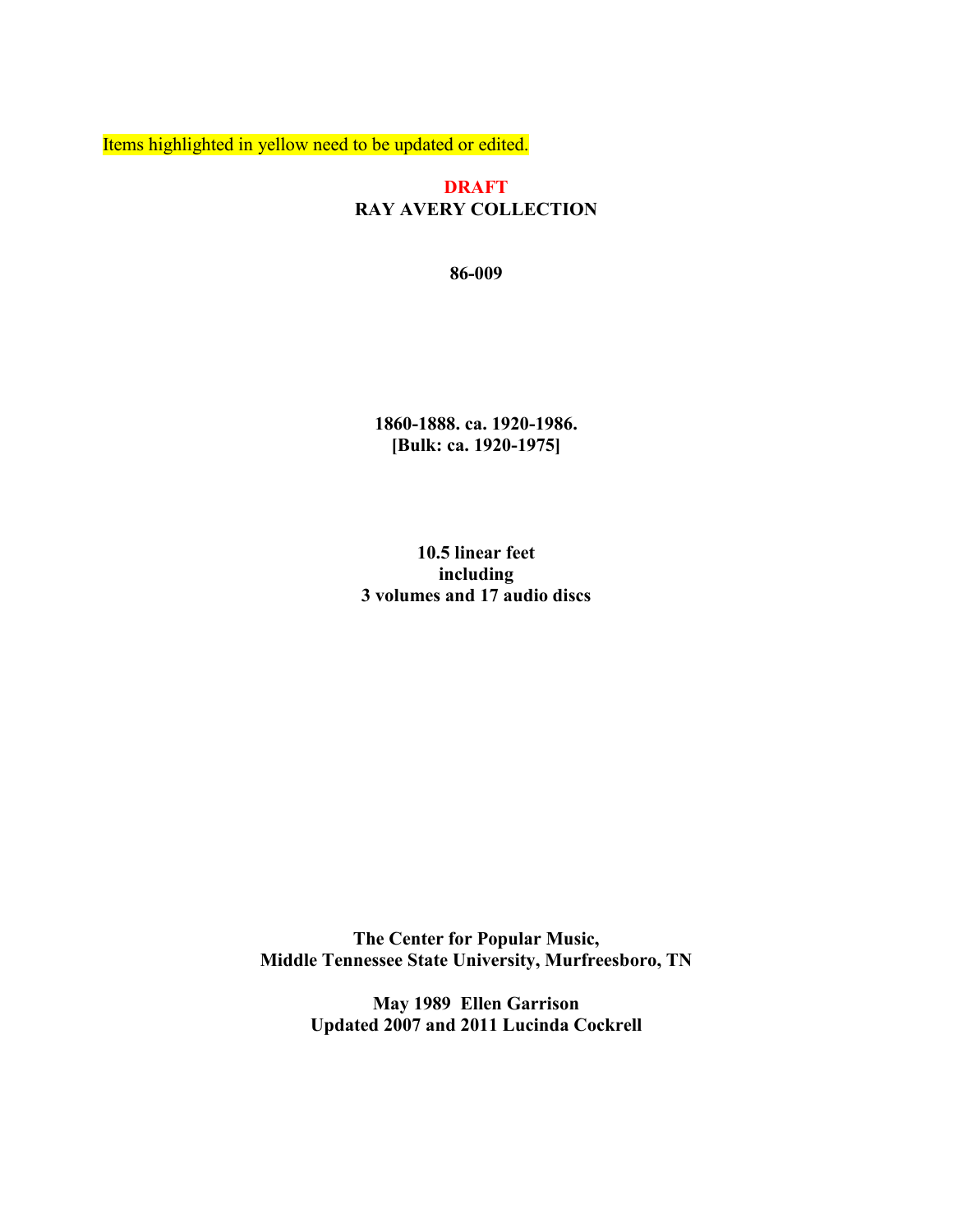Items highlighted in yellow need to be updated or edited.

**DRAFT**

# RAY AVERY COLLECTION

**86-009**

**1860-1888. ca. 1920-1986.**
**[Bulk: ca. 1920-1975]**

**10.5 linear feet**
**including**
**3 volumes and 17 audio discs**

**The Center for Popular Music,**
**Middle Tennessee State University, Murfreesboro, TN**

**May 1989 Ellen Garrison**
**Updated 2007 and 2011 Lucinda Cockrell**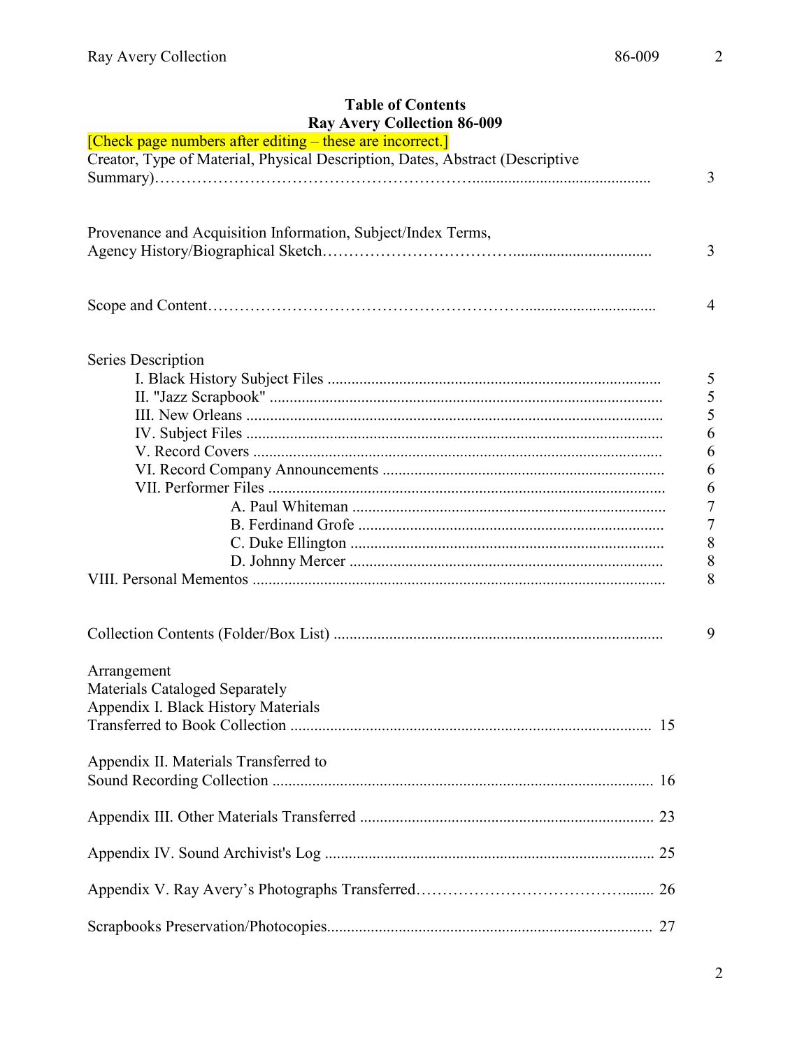**Table of Contents**
**Ray Avery Collection 86-009**

[Check page numbers after editing – these are incorrect.]

Creator, Type of Material, Physical Description, Dates, Abstract (Descriptive Summary)………………………………………………………............................................ 3

Provenance and Acquisition Information, Subject/Index Terms, Agency History/Biographical Sketch……………………………................................... 3

Scope and Content………………………………………………….................................. 4

Series Description

- I. Black History Subject Files .................................................................................... 5
- II. "Jazz Scrapbook" ................................................................................................... 5
- III. New Orleans ......................................................................................................... 5
- IV. Subject Files ......................................................................................................... 6
- V. Record Covers ....................................................................................................... 6
- VI. Record Company Announcements ...................................................................... 6
- VII. Performer Files ................................................................................................... 6
  - A. Paul Whiteman .............................................................................. 7
  - B. Ferdinand Grofe ............................................................................. 7
  - C. Duke Ellington ............................................................................... 8
  - D. Johnny Mercer ............................................................................... 8

VIII. Personal Mementos ........................................................................................................ 8

Collection Contents (Folder/Box List) .................................................................................. 9

Arrangement

Materials Cataloged Separately

Appendix I. Black History Materials Transferred to Book Collection ........................................................................................... 15

Appendix II. Materials Transferred to Sound Recording Collection ............................................................................................... 16

Appendix III. Other Materials Transferred ......................................................................... 23

Appendix IV. Sound Archivist's Log .................................................................................. 25

Appendix V. Ray Avery's Photographs Transferred…………………………………......... 26

Scrapbooks Preservation/Photocopies................................................................................. 27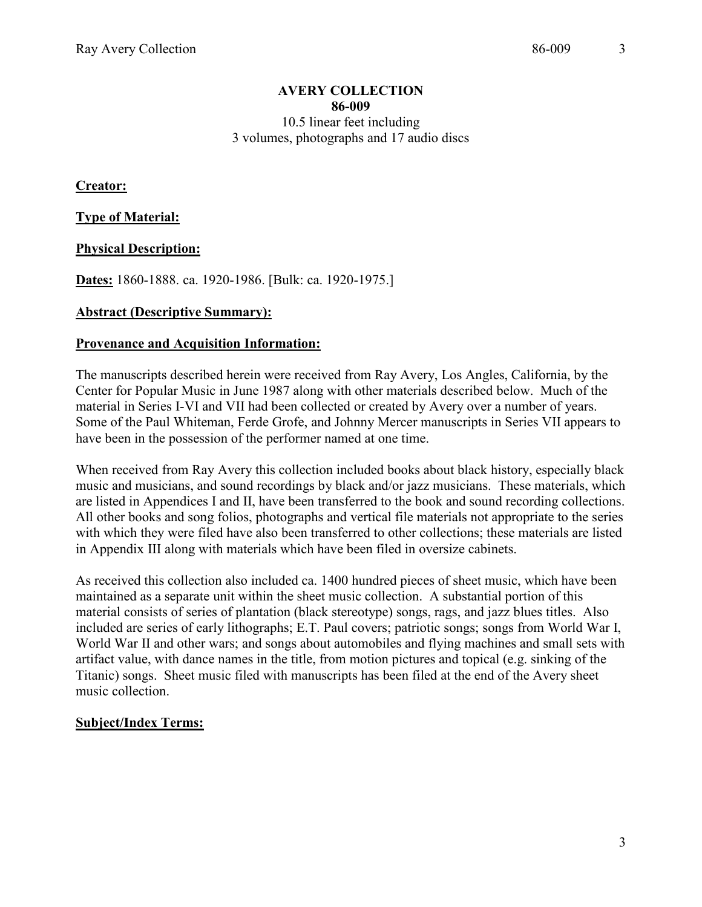**AVERY COLLECTION**
**86-009**

10.5 linear feet including
3 volumes, photographs and 17 audio discs

**Creator:**

**Type of Material:**

**Physical Description:**

**Dates:** 1860-1888. ca. 1920-1986. [Bulk: ca. 1920-1975.]

**Abstract (Descriptive Summary):**

**Provenance and Acquisition Information:**

The manuscripts described herein were received from Ray Avery, Los Angles, California, by the Center for Popular Music in June 1987 along with other materials described below. Much of the material in Series I-VI and VII had been collected or created by Avery over a number of years. Some of the Paul Whiteman, Ferde Grofe, and Johnny Mercer manuscripts in Series VII appears to have been in the possession of the performer named at one time.

When received from Ray Avery this collection included books about black history, especially black music and musicians, and sound recordings by black and/or jazz musicians. These materials, which are listed in Appendices I and II, have been transferred to the book and sound recording collections. All other books and song folios, photographs and vertical file materials not appropriate to the series with which they were filed have also been transferred to other collections; these materials are listed in Appendix III along with materials which have been filed in oversize cabinets.

As received this collection also included ca. 1400 hundred pieces of sheet music, which have been maintained as a separate unit within the sheet music collection. A substantial portion of this material consists of series of plantation (black stereotype) songs, rags, and jazz blues titles. Also included are series of early lithographs; E.T. Paul covers; patriotic songs; songs from World War I, World War II and other wars; and songs about automobiles and flying machines and small sets with artifact value, with dance names in the title, from motion pictures and topical (e.g. sinking of the Titanic) songs. Sheet music filed with manuscripts has been filed at the end of the Avery sheet music collection.

**Subject/Index Terms:**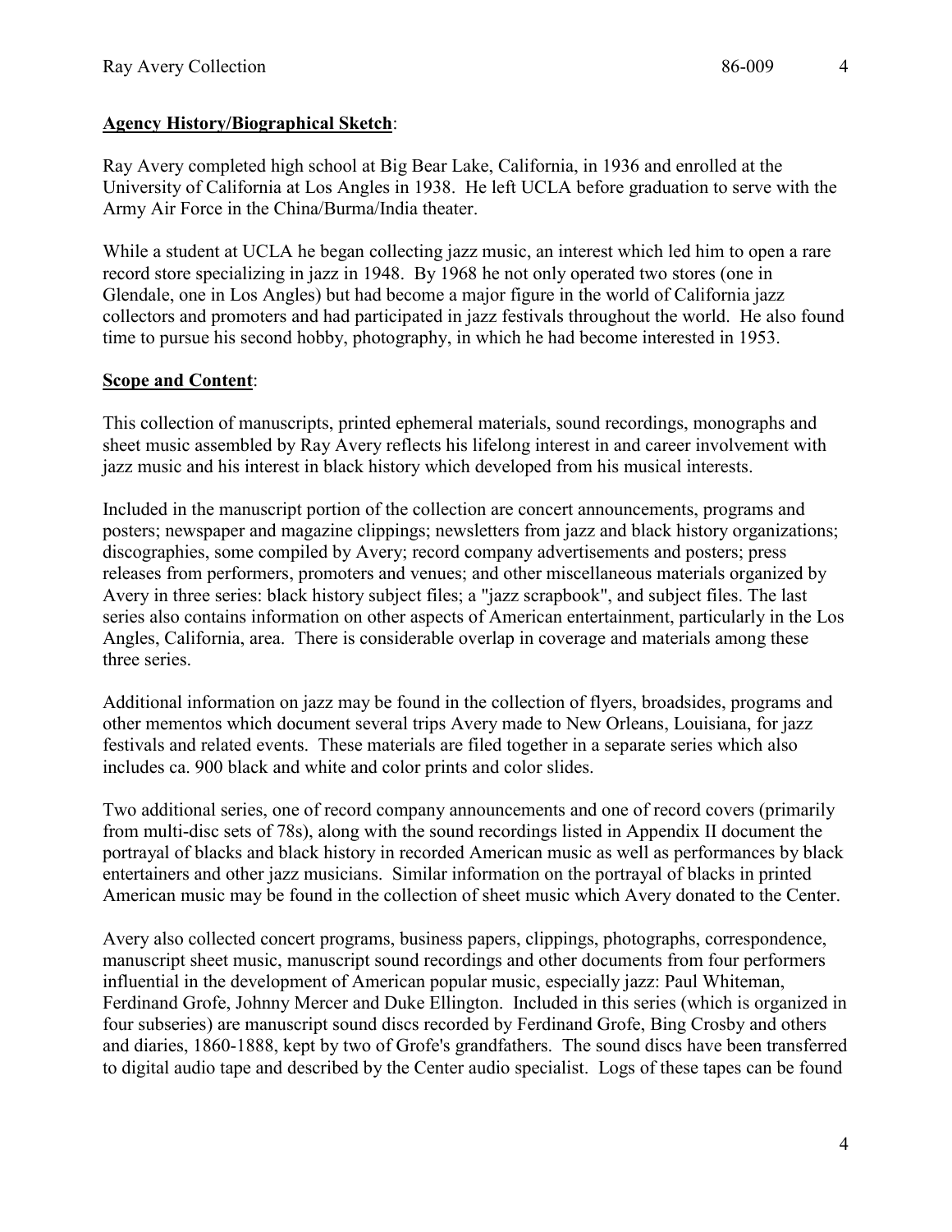**Agency History/Biographical Sketch**:

Ray Avery completed high school at Big Bear Lake, California, in 1936 and enrolled at the University of California at Los Angles in 1938. He left UCLA before graduation to serve with the Army Air Force in the China/Burma/India theater.

While a student at UCLA he began collecting jazz music, an interest which led him to open a rare record store specializing in jazz in 1948. By 1968 he not only operated two stores (one in Glendale, one in Los Angles) but had become a major figure in the world of California jazz collectors and promoters and had participated in jazz festivals throughout the world. He also found time to pursue his second hobby, photography, in which he had become interested in 1953.

**Scope and Content**:

This collection of manuscripts, printed ephemeral materials, sound recordings, monographs and sheet music assembled by Ray Avery reflects his lifelong interest in and career involvement with jazz music and his interest in black history which developed from his musical interests.

Included in the manuscript portion of the collection are concert announcements, programs and posters; newspaper and magazine clippings; newsletters from jazz and black history organizations; discographies, some compiled by Avery; record company advertisements and posters; press releases from performers, promoters and venues; and other miscellaneous materials organized by Avery in three series: black history subject files; a "jazz scrapbook", and subject files. The last series also contains information on other aspects of American entertainment, particularly in the Los Angles, California, area. There is considerable overlap in coverage and materials among these three series.

Additional information on jazz may be found in the collection of flyers, broadsides, programs and other mementos which document several trips Avery made to New Orleans, Louisiana, for jazz festivals and related events. These materials are filed together in a separate series which also includes ca. 900 black and white and color prints and color slides.

Two additional series, one of record company announcements and one of record covers (primarily from multi-disc sets of 78s), along with the sound recordings listed in Appendix II document the portrayal of blacks and black history in recorded American music as well as performances by black entertainers and other jazz musicians. Similar information on the portrayal of blacks in printed American music may be found in the collection of sheet music which Avery donated to the Center.

Avery also collected concert programs, business papers, clippings, photographs, correspondence, manuscript sheet music, manuscript sound recordings and other documents from four performers influential in the development of American popular music, especially jazz: Paul Whiteman, Ferdinand Grofe, Johnny Mercer and Duke Ellington. Included in this series (which is organized in four subseries) are manuscript sound discs recorded by Ferdinand Grofe, Bing Crosby and others and diaries, 1860-1888, kept by two of Grofe's grandfathers. The sound discs have been transferred to digital audio tape and described by the Center audio specialist. Logs of these tapes can be found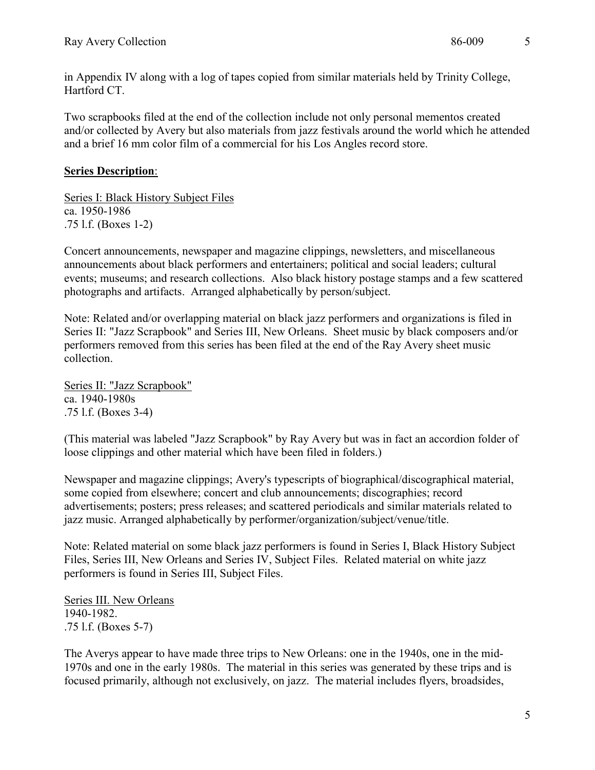in Appendix IV along with a log of tapes copied from similar materials held by Trinity College, Hartford CT.

Two scrapbooks filed at the end of the collection include not only personal mementos created and/or collected by Avery but also materials from jazz festivals around the world which he attended and a brief 16 mm color film of a commercial for his Los Angles record store.

**Series Description**:

Series I: Black History Subject Files
ca. 1950-1986
.75 l.f. (Boxes 1-2)

Concert announcements, newspaper and magazine clippings, newsletters, and miscellaneous announcements about black performers and entertainers; political and social leaders; cultural events; museums; and research collections. Also black history postage stamps and a few scattered photographs and artifacts. Arranged alphabetically by person/subject.

Note: Related and/or overlapping material on black jazz performers and organizations is filed in Series II: "Jazz Scrapbook" and Series III, New Orleans. Sheet music by black composers and/or performers removed from this series has been filed at the end of the Ray Avery sheet music collection.

Series II: "Jazz Scrapbook"
ca. 1940-1980s
.75 l.f. (Boxes 3-4)

(This material was labeled "Jazz Scrapbook" by Ray Avery but was in fact an accordion folder of loose clippings and other material which have been filed in folders.)

Newspaper and magazine clippings; Avery's typescripts of biographical/discographical material, some copied from elsewhere; concert and club announcements; discographies; record advertisements; posters; press releases; and scattered periodicals and similar materials related to jazz music. Arranged alphabetically by performer/organization/subject/venue/title.

Note: Related material on some black jazz performers is found in Series I, Black History Subject Files, Series III, New Orleans and Series IV, Subject Files. Related material on white jazz performers is found in Series III, Subject Files.

Series III. New Orleans
1940-1982.
.75 l.f. (Boxes 5-7)

The Averys appear to have made three trips to New Orleans: one in the 1940s, one in the mid-1970s and one in the early 1980s. The material in this series was generated by these trips and is focused primarily, although not exclusively, on jazz. The material includes flyers, broadsides,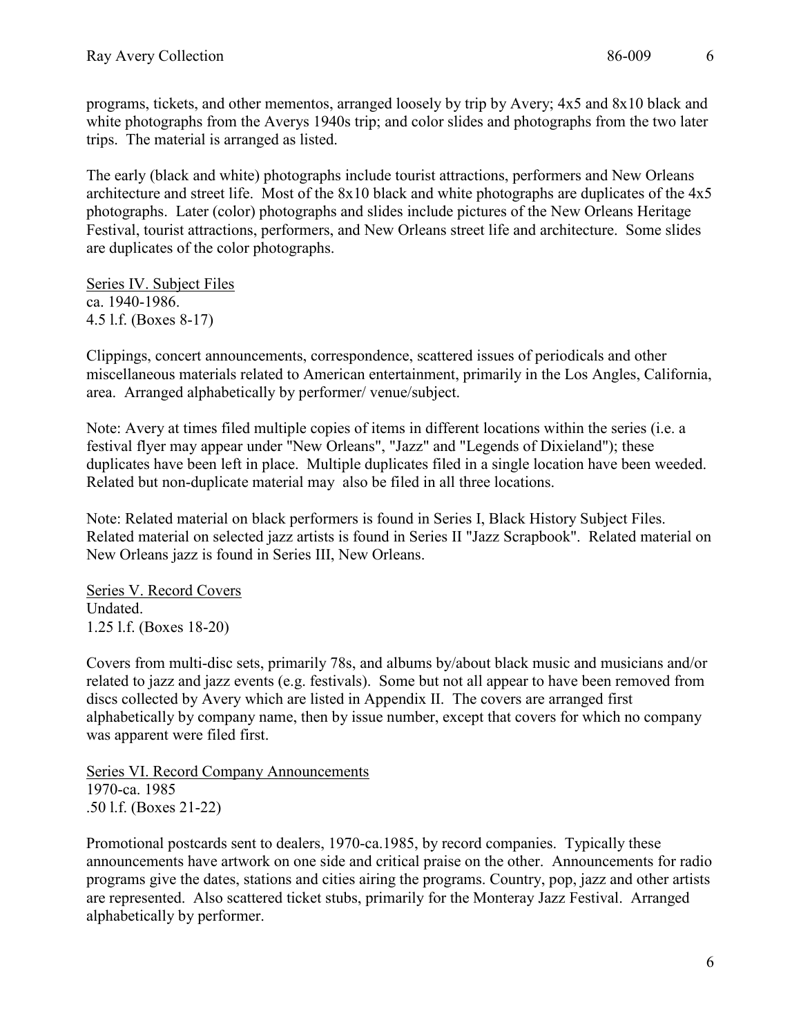programs, tickets, and other mementos, arranged loosely by trip by Avery; 4x5 and 8x10 black and white photographs from the Averys 1940s trip; and color slides and photographs from the two later trips. The material is arranged as listed.

The early (black and white) photographs include tourist attractions, performers and New Orleans architecture and street life. Most of the 8x10 black and white photographs are duplicates of the 4x5 photographs. Later (color) photographs and slides include pictures of the New Orleans Heritage Festival, tourist attractions, performers, and New Orleans street life and architecture. Some slides are duplicates of the color photographs.

<u>Series IV. Subject Files</u>
ca. 1940-1986.
4.5 l.f. (Boxes 8-17)

Clippings, concert announcements, correspondence, scattered issues of periodicals and other miscellaneous materials related to American entertainment, primarily in the Los Angles, California, area. Arranged alphabetically by performer/ venue/subject.

Note: Avery at times filed multiple copies of items in different locations within the series (i.e. a festival flyer may appear under "New Orleans", "Jazz" and "Legends of Dixieland"); these duplicates have been left in place. Multiple duplicates filed in a single location have been weeded. Related but non-duplicate material may also be filed in all three locations.

Note: Related material on black performers is found in Series I, Black History Subject Files. Related material on selected jazz artists is found in Series II "Jazz Scrapbook". Related material on New Orleans jazz is found in Series III, New Orleans.

<u>Series V. Record Covers</u>
Undated.
1.25 l.f. (Boxes 18-20)

Covers from multi-disc sets, primarily 78s, and albums by/about black music and musicians and/or related to jazz and jazz events (e.g. festivals). Some but not all appear to have been removed from discs collected by Avery which are listed in Appendix II. The covers are arranged first alphabetically by company name, then by issue number, except that covers for which no company was apparent were filed first.

<u>Series VI. Record Company Announcements</u>
1970-ca. 1985
.50 l.f. (Boxes 21-22)

Promotional postcards sent to dealers, 1970-ca.1985, by record companies. Typically these announcements have artwork on one side and critical praise on the other. Announcements for radio programs give the dates, stations and cities airing the programs. Country, pop, jazz and other artists are represented. Also scattered ticket stubs, primarily for the Monteray Jazz Festival. Arranged alphabetically by performer.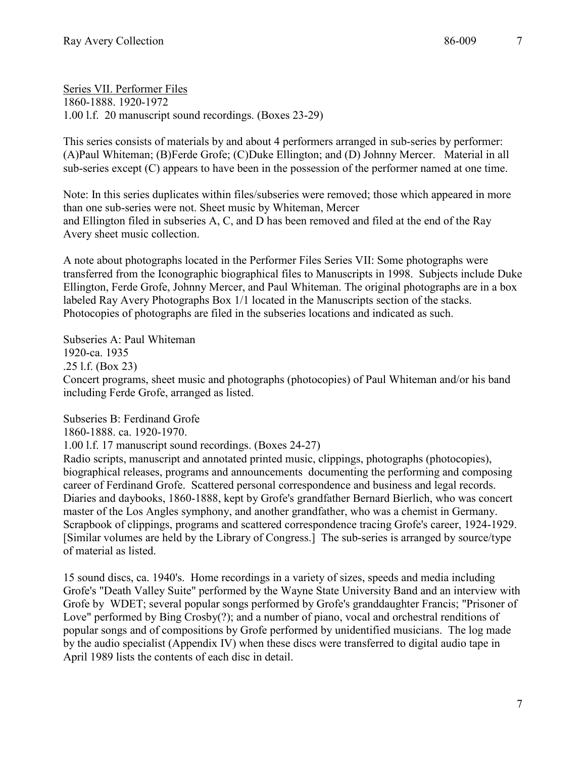Series VII. Performer Files
1860-1888. 1920-1972
1.00 l.f. 20 manuscript sound recordings. (Boxes 23-29)

This series consists of materials by and about 4 performers arranged in sub-series by performer: (A)Paul Whiteman; (B)Ferde Grofe; (C)Duke Ellington; and (D) Johnny Mercer. Material in all sub-series except (C) appears to have been in the possession of the performer named at one time.

Note: In this series duplicates within files/subseries were removed; those which appeared in more than one sub-series were not. Sheet music by Whiteman, Mercer and Ellington filed in subseries A, C, and D has been removed and filed at the end of the Ray Avery sheet music collection.

A note about photographs located in the Performer Files Series VII: Some photographs were transferred from the Iconographic biographical files to Manuscripts in 1998. Subjects include Duke Ellington, Ferde Grofe, Johnny Mercer, and Paul Whiteman. The original photographs are in a box labeled Ray Avery Photographs Box 1/1 located in the Manuscripts section of the stacks. Photocopies of photographs are filed in the subseries locations and indicated as such.

Subseries A: Paul Whiteman
1920-ca. 1935
.25 l.f. (Box 23)
Concert programs, sheet music and photographs (photocopies) of Paul Whiteman and/or his band including Ferde Grofe, arranged as listed.

Subseries B: Ferdinand Grofe
1860-1888. ca. 1920-1970.
1.00 l.f. 17 manuscript sound recordings. (Boxes 24-27)
Radio scripts, manuscript and annotated printed music, clippings, photographs (photocopies), biographical releases, programs and announcements documenting the performing and composing career of Ferdinand Grofe. Scattered personal correspondence and business and legal records. Diaries and daybooks, 1860-1888, kept by Grofe's grandfather Bernard Bierlich, who was concert master of the Los Angles symphony, and another grandfather, who was a chemist in Germany. Scrapbook of clippings, programs and scattered correspondence tracing Grofe's career, 1924-1929. [Similar volumes are held by the Library of Congress.] The sub-series is arranged by source/type of material as listed.

15 sound discs, ca. 1940's. Home recordings in a variety of sizes, speeds and media including Grofe's "Death Valley Suite" performed by the Wayne State University Band and an interview with Grofe by WDET; several popular songs performed by Grofe's granddaughter Francis; "Prisoner of Love" performed by Bing Crosby(?); and a number of piano, vocal and orchestral renditions of popular songs and of compositions by Grofe performed by unidentified musicians. The log made by the audio specialist (Appendix IV) when these discs were transferred to digital audio tape in April 1989 lists the contents of each disc in detail.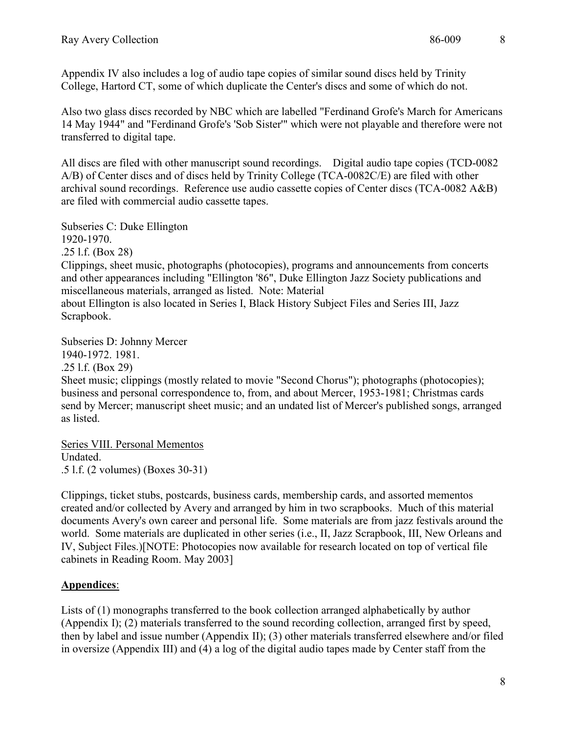Appendix IV also includes a log of audio tape copies of similar sound discs held by Trinity College, Hartord CT, some of which duplicate the Center's discs and some of which do not.

Also two glass discs recorded by NBC which are labelled "Ferdinand Grofe's March for Americans 14 May 1944" and "Ferdinand Grofe's 'Sob Sister'" which were not playable and therefore were not transferred to digital tape.

All discs are filed with other manuscript sound recordings. Digital audio tape copies (TCD-0082 A/B) of Center discs and of discs held by Trinity College (TCA-0082C/E) are filed with other archival sound recordings. Reference use audio cassette copies of Center discs (TCA-0082 A&B) are filed with commercial audio cassette tapes.

Subseries C: Duke Ellington
1920-1970.
.25 l.f. (Box 28)
Clippings, sheet music, photographs (photocopies), programs and announcements from concerts and other appearances including "Ellington '86", Duke Ellington Jazz Society publications and miscellaneous materials, arranged as listed. Note: Material
about Ellington is also located in Series I, Black History Subject Files and Series III, Jazz Scrapbook.

Subseries D: Johnny Mercer
1940-1972. 1981.
.25 l.f. (Box 29)
Sheet music; clippings (mostly related to movie "Second Chorus"); photographs (photocopies); business and personal correspondence to, from, and about Mercer, 1953-1981; Christmas cards send by Mercer; manuscript sheet music; and an undated list of Mercer's published songs, arranged as listed.

Series VIII. Personal Mementos
Undated.
.5 l.f. (2 volumes) (Boxes 30-31)

Clippings, ticket stubs, postcards, business cards, membership cards, and assorted mementos created and/or collected by Avery and arranged by him in two scrapbooks. Much of this material documents Avery's own career and personal life. Some materials are from jazz festivals around the world. Some materials are duplicated in other series (i.e., II, Jazz Scrapbook, III, New Orleans and IV, Subject Files.)[NOTE: Photocopies now available for research located on top of vertical file cabinets in Reading Room. May 2003]

**Appendices**:

Lists of (1) monographs transferred to the book collection arranged alphabetically by author (Appendix I); (2) materials transferred to the sound recording collection, arranged first by speed, then by label and issue number (Appendix II); (3) other materials transferred elsewhere and/or filed in oversize (Appendix III) and (4) a log of the digital audio tapes made by Center staff from the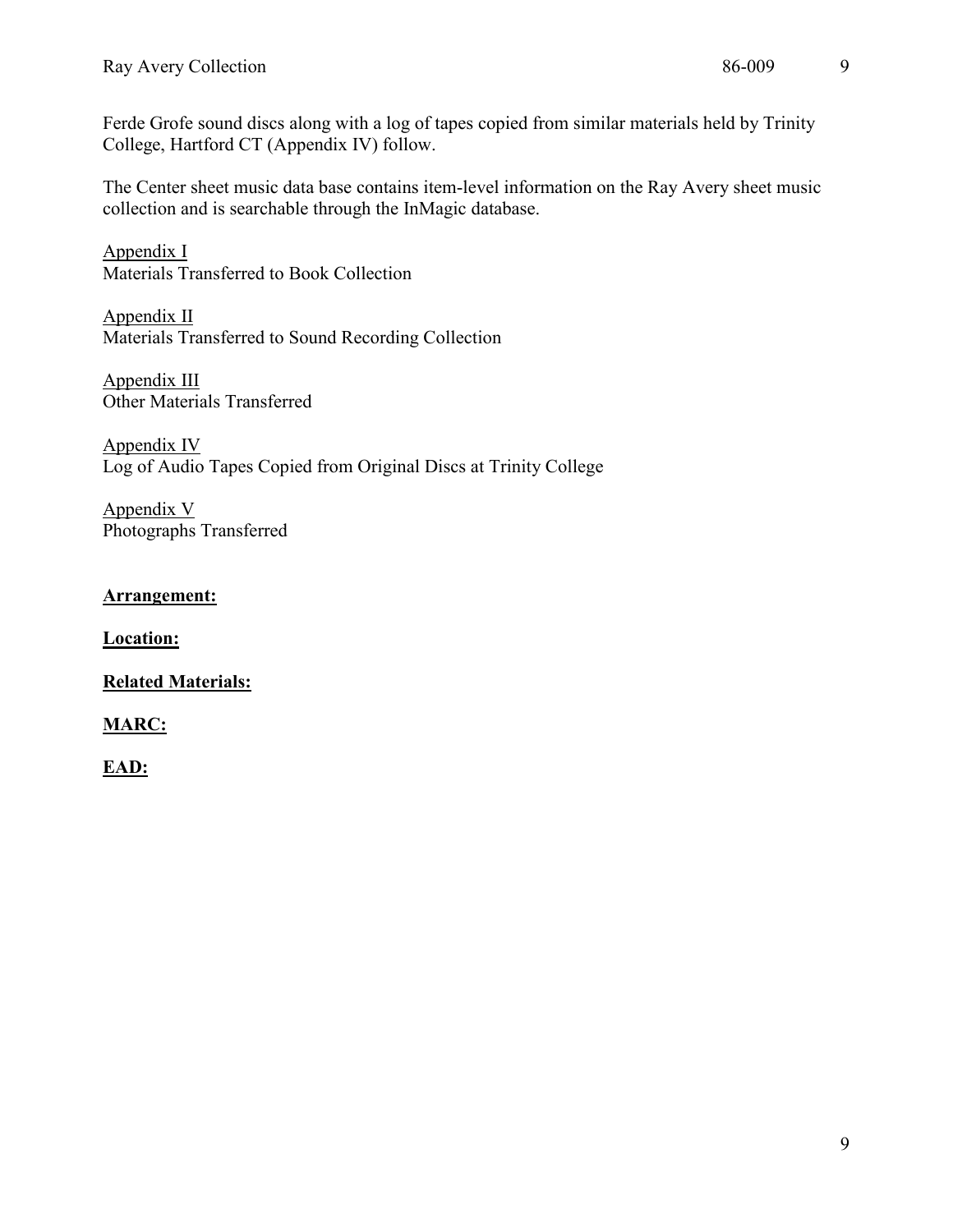Ferde Grofe sound discs along with a log of tapes copied from similar materials held by Trinity College, Hartford CT (Appendix IV) follow.

The Center sheet music data base contains item-level information on the Ray Avery sheet music collection and is searchable through the InMagic database.

<u>Appendix I</u>
Materials Transferred to Book Collection

<u>Appendix II</u>
Materials Transferred to Sound Recording Collection

<u>Appendix III</u>
Other Materials Transferred

<u>Appendix IV</u>
Log of Audio Tapes Copied from Original Discs at Trinity College

<u>Appendix V</u>
Photographs Transferred

**Arrangement:**

**Location:**

**Related Materials:**

**MARC:**

**EAD:**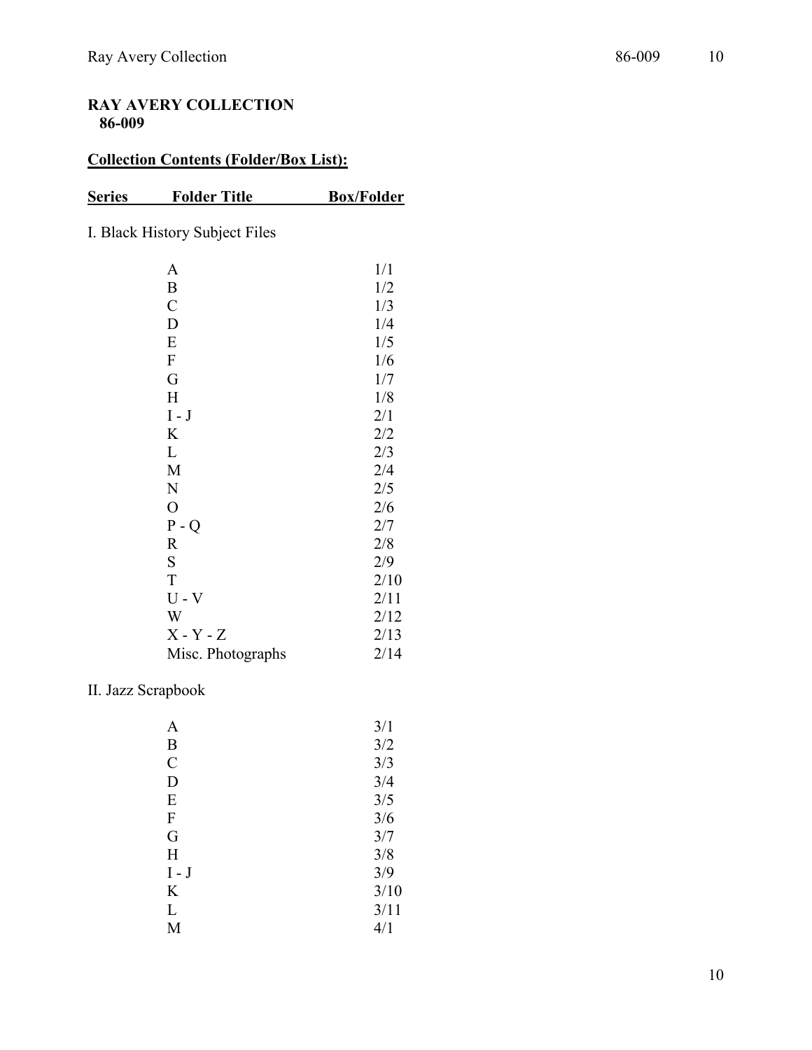**RAY AVERY COLLECTION**
**86-009**

**Collection Contents (Folder/Box List):**

| Series | Folder Title | Box/Folder |
|---|---|---|
| I. Black History Subject Files | | |
| | A | 1/1 |
| | B | 1/2 |
| | C | 1/3 |
| | D | 1/4 |
| | E | 1/5 |
| | F | 1/6 |
| | G | 1/7 |
| | H | 1/8 |
| | I - J | 2/1 |
| | K | 2/2 |
| | L | 2/3 |
| | M | 2/4 |
| | N | 2/5 |
| | O | 2/6 |
| | P - Q | 2/7 |
| | R | 2/8 |
| | S | 2/9 |
| | T | 2/10 |
| | U - V | 2/11 |
| | W | 2/12 |
| | X - Y - Z | 2/13 |
| | Misc. Photographs | 2/14 |
| II. Jazz Scrapbook | | |
| | A | 3/1 |
| | B | 3/2 |
| | C | 3/3 |
| | D | 3/4 |
| | E | 3/5 |
| | F | 3/6 |
| | G | 3/7 |
| | H | 3/8 |
| | I - J | 3/9 |
| | K | 3/10 |
| | L | 3/11 |
| | M | 4/1 |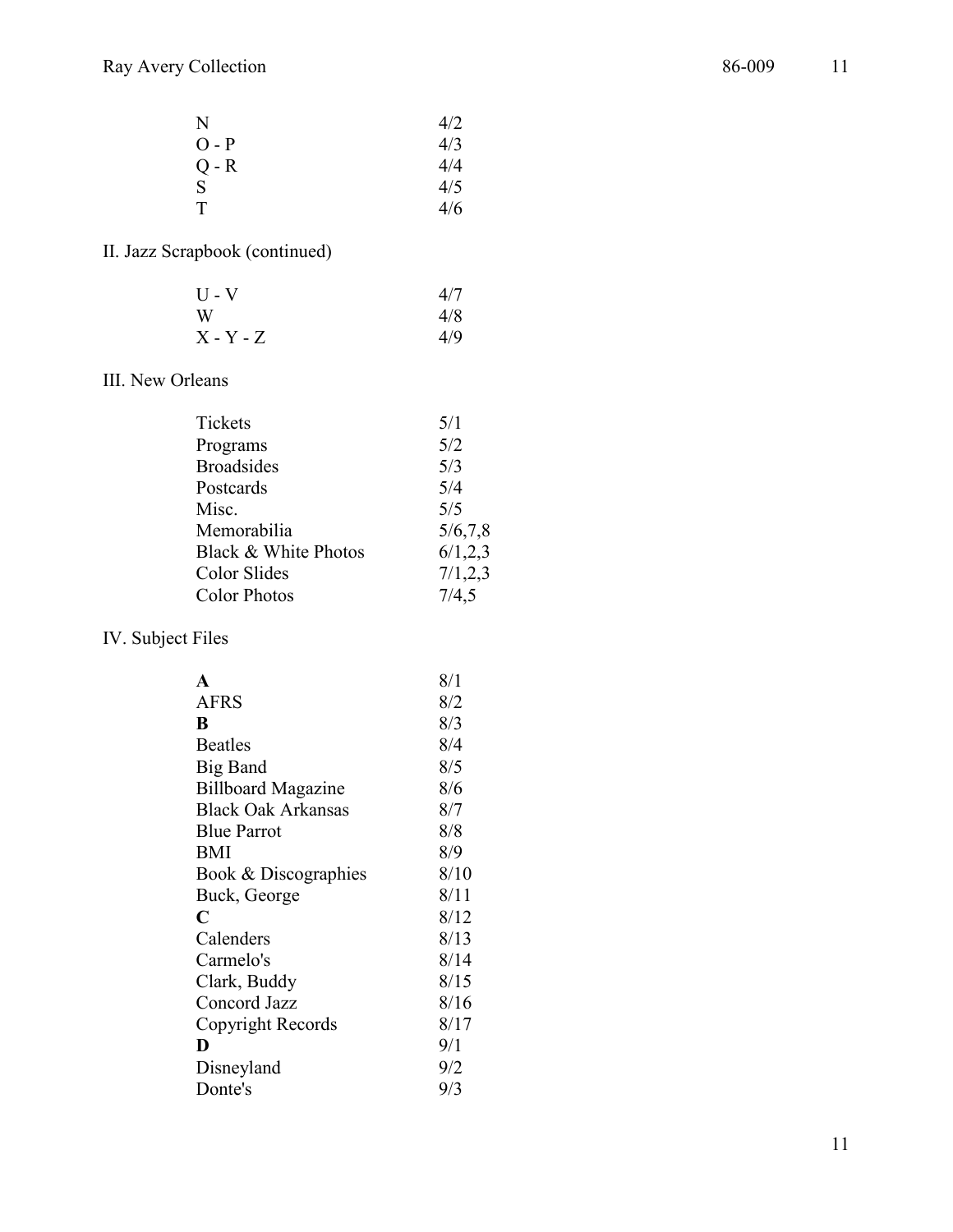| | |
|---|---|
| N | 4/2 |
| O - P | 4/3 |
| Q - R | 4/4 |
| S | 4/5 |
| T | 4/6 |

II. Jazz Scrapbook (continued)

| | |
|---|---|
| U - V | 4/7 |
| W | 4/8 |
| X - Y - Z | 4/9 |

III. New Orleans

| | |
|---|---|
| Tickets | 5/1 |
| Programs | 5/2 |
| Broadsides | 5/3 |
| Postcards | 5/4 |
| Misc. | 5/5 |
| Memorabilia | 5/6,7,8 |
| Black & White Photos | 6/1,2,3 |
| Color Slides | 7/1,2,3 |
| Color Photos | 7/4,5 |

IV. Subject Files

| | |
|---|---|
| **A** | 8/1 |
| AFRS | 8/2 |
| **B** | 8/3 |
| Beatles | 8/4 |
| Big Band | 8/5 |
| Billboard Magazine | 8/6 |
| Black Oak Arkansas | 8/7 |
| Blue Parrot | 8/8 |
| BMI | 8/9 |
| Book & Discographies | 8/10 |
| Buck, George | 8/11 |
| **C** | 8/12 |
| Calenders | 8/13 |
| Carmelo's | 8/14 |
| Clark, Buddy | 8/15 |
| Concord Jazz | 8/16 |
| Copyright Records | 8/17 |
| **D** | 9/1 |
| Disneyland | 9/2 |
| Donte's | 9/3 |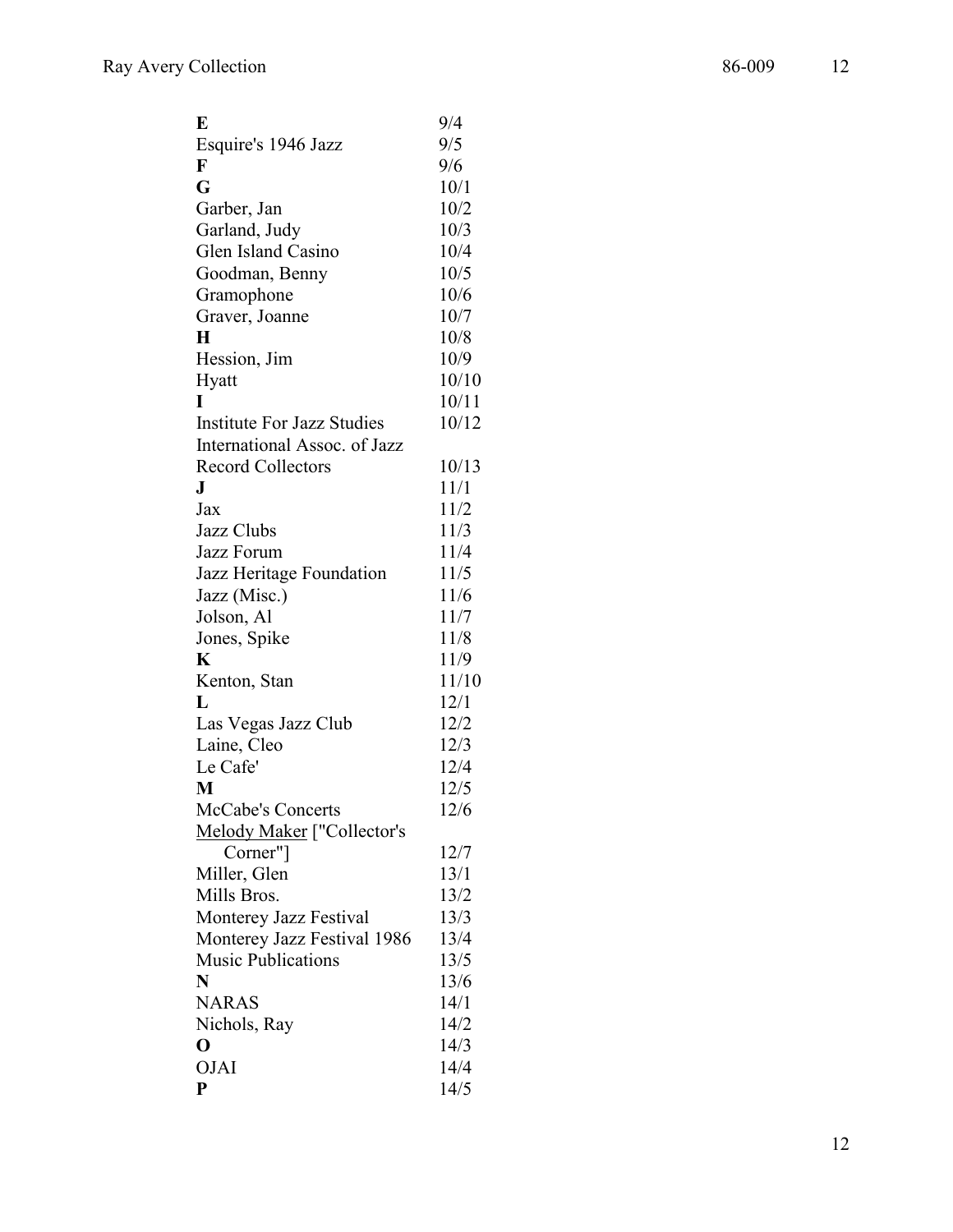| | |
|---|---|
| **E** | 9/4 |
| Esquire's 1946 Jazz | 9/5 |
| **F** | 9/6 |
| **G** | 10/1 |
| Garber, Jan | 10/2 |
| Garland, Judy | 10/3 |
| Glen Island Casino | 10/4 |
| Goodman, Benny | 10/5 |
| Gramophone | 10/6 |
| Graver, Joanne | 10/7 |
| **H** | 10/8 |
| Hession, Jim | 10/9 |
| Hyatt | 10/10 |
| **I** | 10/11 |
| Institute For Jazz Studies | 10/12 |
| International Assoc. of Jazz Record Collectors | 10/13 |
| **J** | 11/1 |
| Jax | 11/2 |
| Jazz Clubs | 11/3 |
| Jazz Forum | 11/4 |
| Jazz Heritage Foundation | 11/5 |
| Jazz (Misc.) | 11/6 |
| Jolson, Al | 11/7 |
| Jones, Spike | 11/8 |
| **K** | 11/9 |
| Kenton, Stan | 11/10 |
| **L** | 12/1 |
| Las Vegas Jazz Club | 12/2 |
| Laine, Cleo | 12/3 |
| Le Cafe' | 12/4 |
| **M** | 12/5 |
| McCabe's Concerts | 12/6 |
| <u>Melody Maker</u> ["Collector's Corner"] | 12/7 |
| Miller, Glen | 13/1 |
| Mills Bros. | 13/2 |
| Monterey Jazz Festival | 13/3 |
| Monterey Jazz Festival 1986 | 13/4 |
| Music Publications | 13/5 |
| **N** | 13/6 |
| NARAS | 14/1 |
| Nichols, Ray | 14/2 |
| **O** | 14/3 |
| OJAI | 14/4 |
| **P** | 14/5 |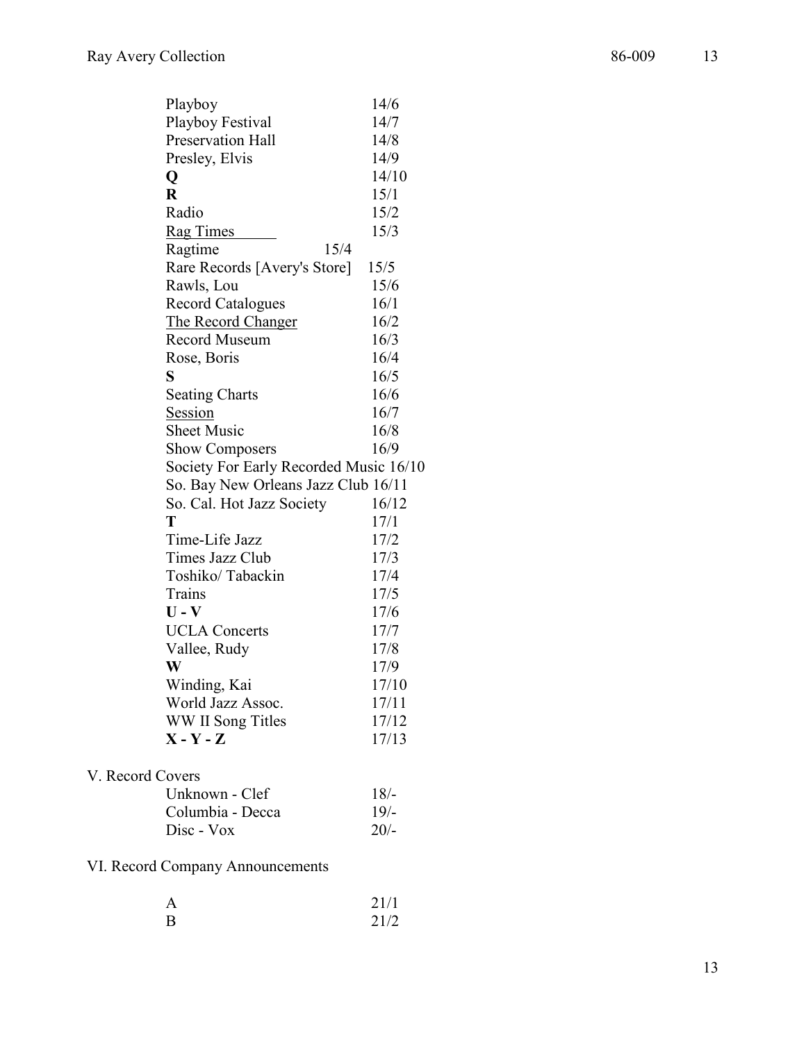| | |
|---|---|
| Playboy | 14/6 |
| Playboy Festival | 14/7 |
| Preservation Hall | 14/8 |
| Presley, Elvis | 14/9 |
| **Q** | 14/10 |
| **R** | 15/1 |
| Radio | 15/2 |
| <u>Rag Times</u> | 15/3 |
| Ragtime | 15/4 |
| Rare Records [Avery's Store] | 15/5 |
| Rawls, Lou | 15/6 |
| Record Catalogues | 16/1 |
| <u>The Record Changer</u> | 16/2 |
| Record Museum | 16/3 |
| Rose, Boris | 16/4 |
| **S** | 16/5 |
| Seating Charts | 16/6 |
| <u>Session</u> | 16/7 |
| Sheet Music | 16/8 |
| Show Composers | 16/9 |
| Society For Early Recorded Music | 16/10 |
| So. Bay New Orleans Jazz Club | 16/11 |
| So. Cal. Hot Jazz Society | 16/12 |
| **T** | 17/1 |
| Time-Life Jazz | 17/2 |
| Times Jazz Club | 17/3 |
| Toshiko/ Tabackin | 17/4 |
| Trains | 17/5 |
| **U - V** | 17/6 |
| UCLA Concerts | 17/7 |
| Vallee, Rudy | 17/8 |
| **W** | 17/9 |
| Winding, Kai | 17/10 |
| World Jazz Assoc. | 17/11 |
| WW II Song Titles | 17/12 |
| **X - Y - Z** | 17/13 |

V. Record Covers

| | |
|---|---|
| Unknown - Clef | 18/- |
| Columbia - Decca | 19/- |
| Disc - Vox | 20/- |

VI. Record Company Announcements

| | |
|---|---|
| A | 21/1 |
| B | 21/2 |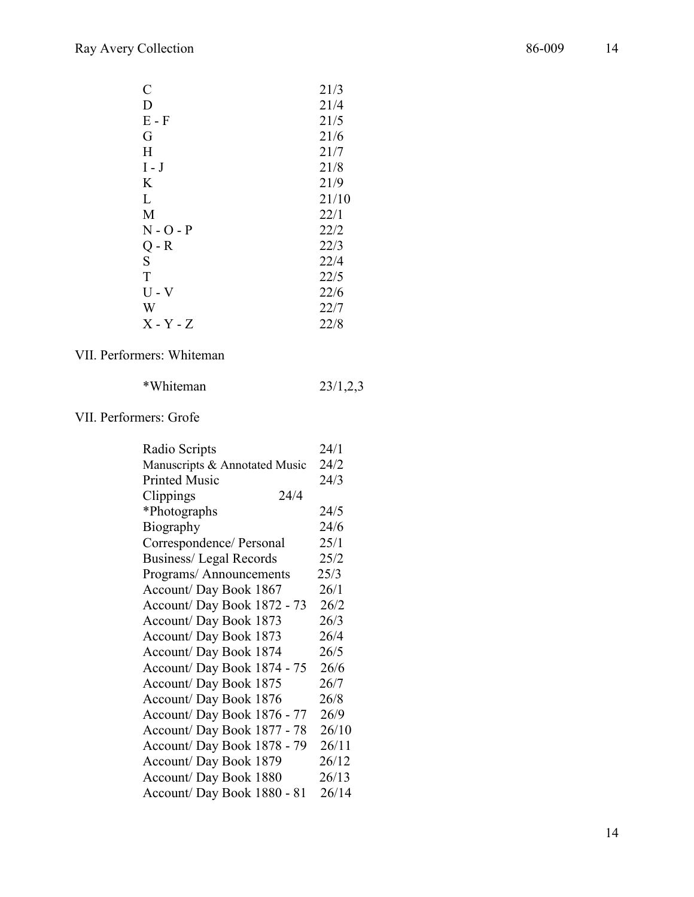| | |
|---|---|
| C | 21/3 |
| D | 21/4 |
| E - F | 21/5 |
| G | 21/6 |
| H | 21/7 |
| I - J | 21/8 |
| K | 21/9 |
| L | 21/10 |
| M | 22/1 |
| N - O - P | 22/2 |
| Q - R | 22/3 |
| S | 22/4 |
| T | 22/5 |
| U - V | 22/6 |
| W | 22/7 |
| X - Y - Z | 22/8 |

VII. Performers: Whiteman

| | |
|---|---|
| *Whiteman | 23/1,2,3 |

VII. Performers: Grofe

| | |
|---|---|
| Radio Scripts | 24/1 |
| Manuscripts & Annotated Music | 24/2 |
| Printed Music | 24/3 |
| Clippings | 24/4 |
| *Photographs | 24/5 |
| Biography | 24/6 |
| Correspondence/ Personal | 25/1 |
| Business/ Legal Records | 25/2 |
| Programs/ Announcements | 25/3 |
| Account/ Day Book 1867 | 26/1 |
| Account/ Day Book 1872 - 73 | 26/2 |
| Account/ Day Book 1873 | 26/3 |
| Account/ Day Book 1873 | 26/4 |
| Account/ Day Book 1874 | 26/5 |
| Account/ Day Book 1874 - 75 | 26/6 |
| Account/ Day Book 1875 | 26/7 |
| Account/ Day Book 1876 | 26/8 |
| Account/ Day Book 1876 - 77 | 26/9 |
| Account/ Day Book 1877 - 78 | 26/10 |
| Account/ Day Book 1878 - 79 | 26/11 |
| Account/ Day Book 1879 | 26/12 |
| Account/ Day Book 1880 | 26/13 |
| Account/ Day Book 1880 - 81 | 26/14 |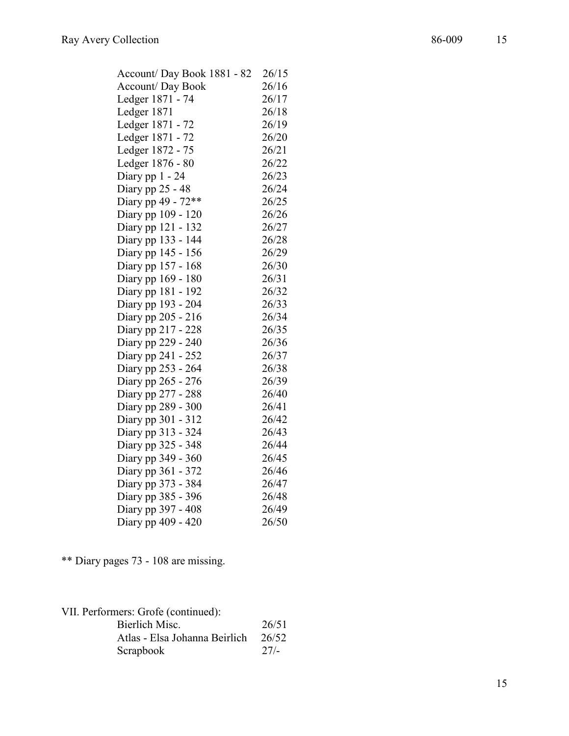| | |
|---|---|
| Account/ Day Book 1881 - 82 | 26/15 |
| Account/ Day Book | 26/16 |
| Ledger 1871 - 74 | 26/17 |
| Ledger 1871 | 26/18 |
| Ledger 1871 - 72 | 26/19 |
| Ledger 1871 - 72 | 26/20 |
| Ledger 1872 - 75 | 26/21 |
| Ledger 1876 - 80 | 26/22 |
| Diary pp 1 - 24 | 26/23 |
| Diary pp 25 - 48 | 26/24 |
| Diary pp 49 - 72** | 26/25 |
| Diary pp 109 - 120 | 26/26 |
| Diary pp 121 - 132 | 26/27 |
| Diary pp 133 - 144 | 26/28 |
| Diary pp 145 - 156 | 26/29 |
| Diary pp 157 - 168 | 26/30 |
| Diary pp 169 - 180 | 26/31 |
| Diary pp 181 - 192 | 26/32 |
| Diary pp 193 - 204 | 26/33 |
| Diary pp 205 - 216 | 26/34 |
| Diary pp 217 - 228 | 26/35 |
| Diary pp 229 - 240 | 26/36 |
| Diary pp 241 - 252 | 26/37 |
| Diary pp 253 - 264 | 26/38 |
| Diary pp 265 - 276 | 26/39 |
| Diary pp 277 - 288 | 26/40 |
| Diary pp 289 - 300 | 26/41 |
| Diary pp 301 - 312 | 26/42 |
| Diary pp 313 - 324 | 26/43 |
| Diary pp 325 - 348 | 26/44 |
| Diary pp 349 - 360 | 26/45 |
| Diary pp 361 - 372 | 26/46 |
| Diary pp 373 - 384 | 26/47 |
| Diary pp 385 - 396 | 26/48 |
| Diary pp 397 - 408 | 26/49 |
| Diary pp 409 - 420 | 26/50 |

** Diary pages 73 - 108 are missing.

VII. Performers: Grofe (continued):

| | |
|---|---|
| Bierlich Misc. | 26/51 |
| Atlas - Elsa Johanna Beirlich | 26/52 |
| Scrapbook | 27/- |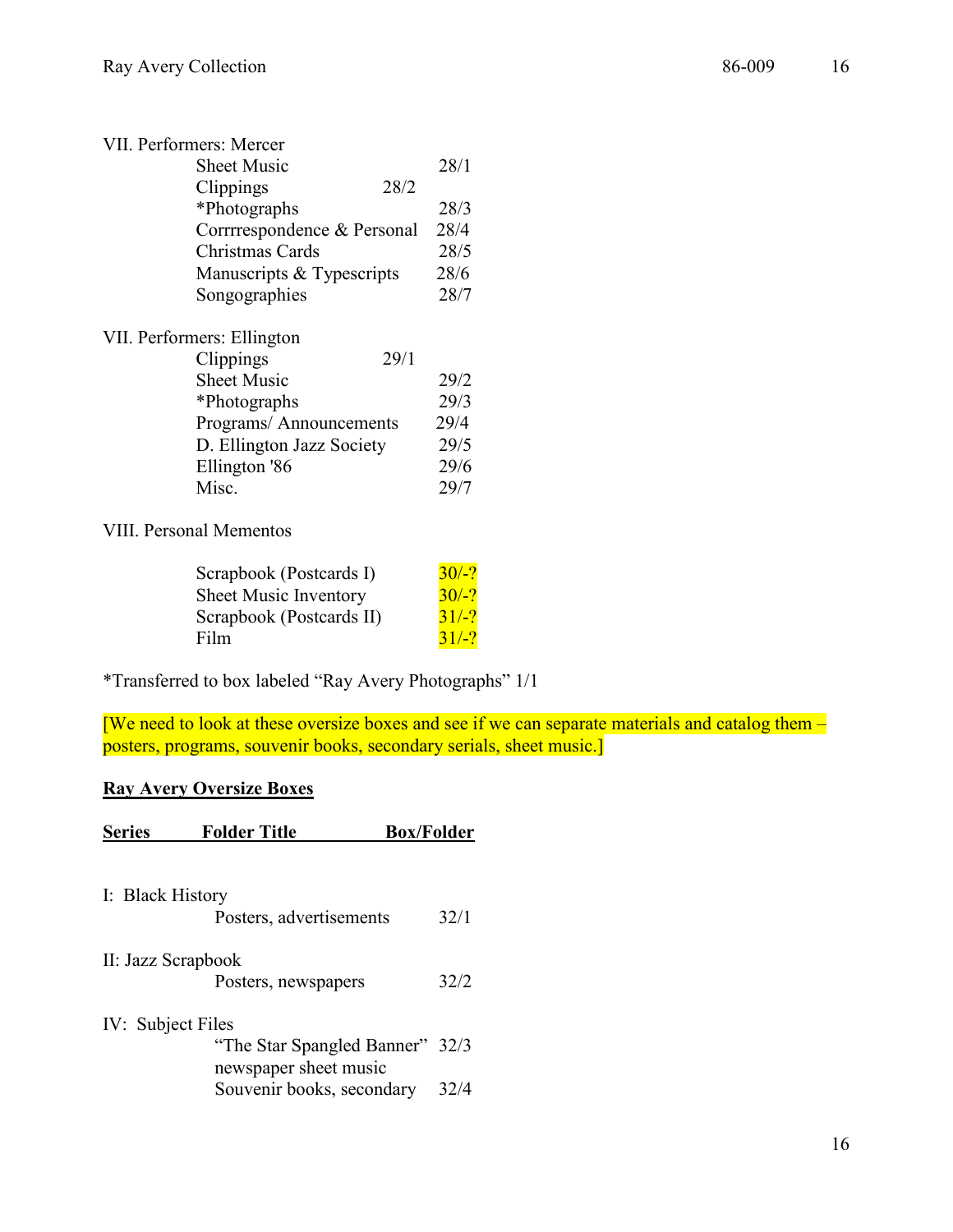VII. Performers: Mercer

| | |
|---|---|
| Sheet Music | 28/1 |
| Clippings | 28/2 |
| *Photographs | 28/3 |
| Corrrrespondence & Personal | 28/4 |
| Christmas Cards | 28/5 |
| Manuscripts & Typescripts | 28/6 |
| Songographies | 28/7 |

VII. Performers: Ellington

| | |
|---|---|
| Clippings | 29/1 |
| Sheet Music | 29/2 |
| *Photographs | 29/3 |
| Programs/ Announcements | 29/4 |
| D. Ellington Jazz Society | 29/5 |
| Ellington '86 | 29/6 |
| Misc. | 29/7 |

VIII. Personal Mementos

| | |
|---|---|
| Scrapbook (Postcards I) | 30/-? |
| Sheet Music Inventory | 30/-? |
| Scrapbook (Postcards II) | 31/-? |
| Film | 31/-? |

*Transferred to box labeled "Ray Avery Photographs" 1/1

[We need to look at these oversize boxes and see if we can separate materials and catalog them – posters, programs, souvenir books, secondary serials, sheet music.]

**Ray Avery Oversize Boxes**

| Series | Folder Title | Box/Folder |
|---|---|---|
| I: Black History | | |
| | Posters, advertisements | 32/1 |
| II: Jazz Scrapbook | | |
| | Posters, newspapers | 32/2 |
| IV: Subject Files | | |
| | "The Star Spangled Banner" newspaper sheet music | 32/3 |
| | Souvenir books, secondary | 32/4 |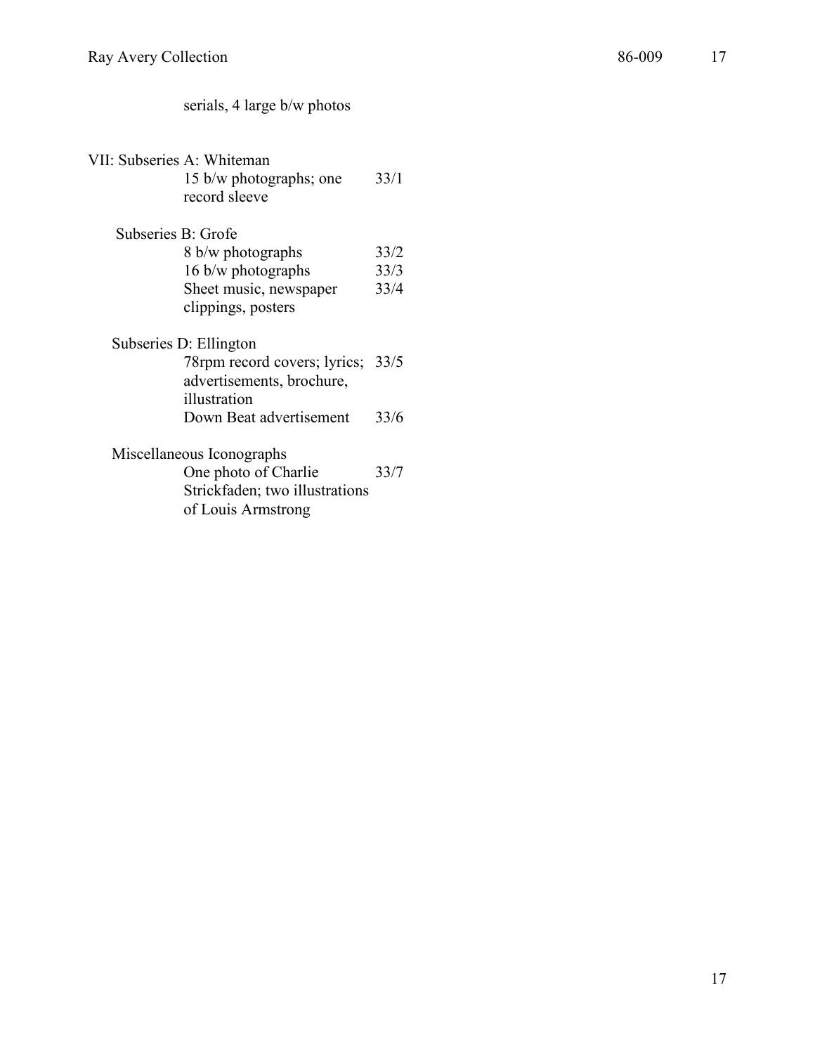serials, 4 large b/w photos

VII: Subseries A: Whiteman

| | |
|---|---|
| 15 b/w photographs; one record sleeve | 33/1 |

Subseries B: Grofe

| | |
|---|---|
| 8 b/w photographs | 33/2 |
| 16 b/w photographs | 33/3 |
| Sheet music, newspaper clippings, posters | 33/4 |

Subseries D: Ellington

| | |
|---|---|
| 78rpm record covers; lyrics; advertisements, brochure, illustration | 33/5 |
| Down Beat advertisement | 33/6 |

Miscellaneous Iconographs

| | |
|---|---|
| One photo of Charlie Strickfaden; two illustrations of Louis Armstrong | 33/7 |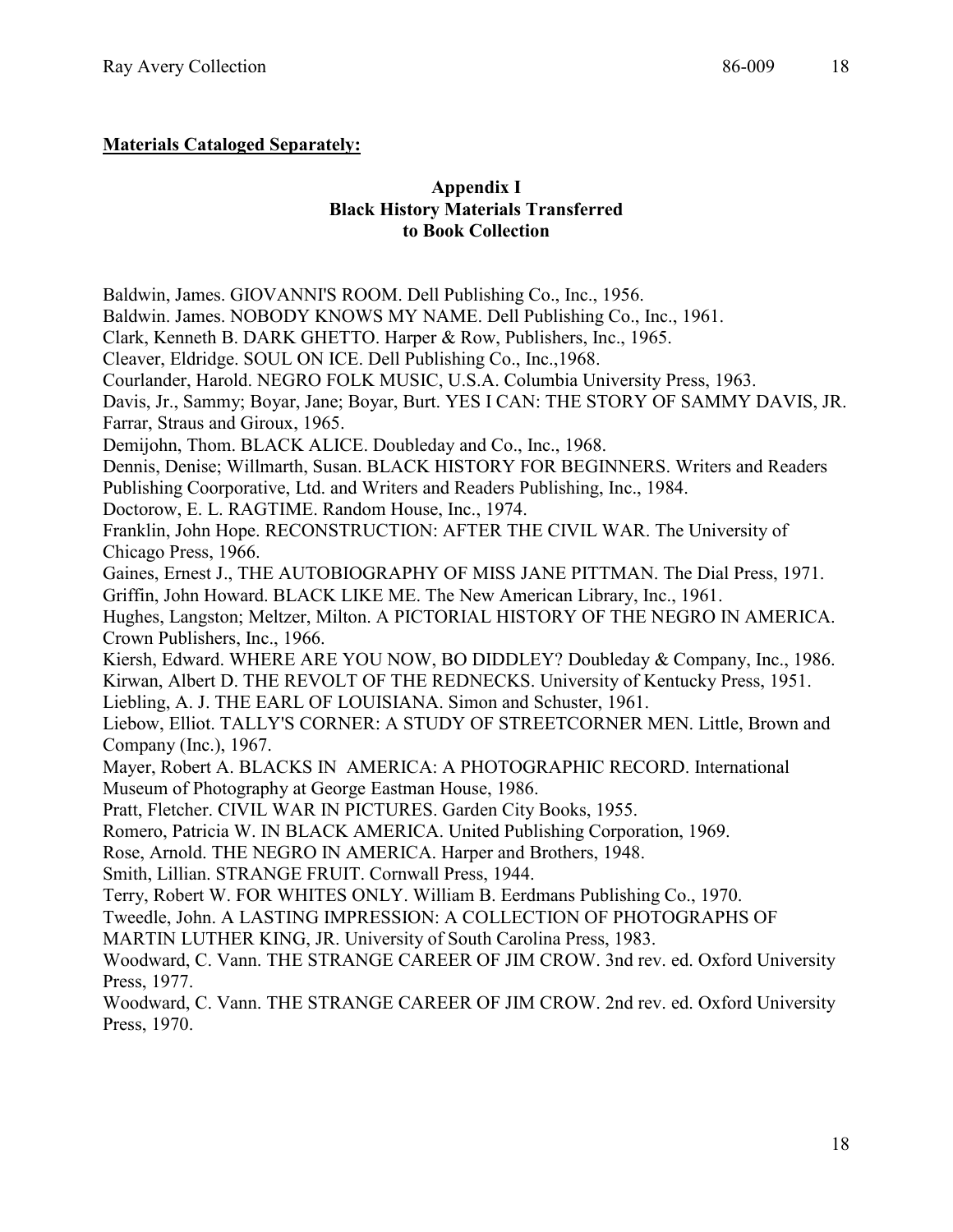**Materials Cataloged Separately:**

**Appendix I**
**Black History Materials Transferred**
**to Book Collection**

Baldwin, James. GIOVANNI'S ROOM. Dell Publishing Co., Inc., 1956.
Baldwin. James. NOBODY KNOWS MY NAME. Dell Publishing Co., Inc., 1961.
Clark, Kenneth B. DARK GHETTO. Harper & Row, Publishers, Inc., 1965.
Cleaver, Eldridge. SOUL ON ICE. Dell Publishing Co., Inc.,1968.
Courlander, Harold. NEGRO FOLK MUSIC, U.S.A. Columbia University Press, 1963.
Davis, Jr., Sammy; Boyar, Jane; Boyar, Burt. YES I CAN: THE STORY OF SAMMY DAVIS, JR. Farrar, Straus and Giroux, 1965.
Demijohn, Thom. BLACK ALICE. Doubleday and Co., Inc., 1968.
Dennis, Denise; Willmarth, Susan. BLACK HISTORY FOR BEGINNERS. Writers and Readers Publishing Coorporative, Ltd. and Writers and Readers Publishing, Inc., 1984.
Doctorow, E. L. RAGTIME. Random House, Inc., 1974.
Franklin, John Hope. RECONSTRUCTION: AFTER THE CIVIL WAR. The University of Chicago Press, 1966.
Gaines, Ernest J., THE AUTOBIOGRAPHY OF MISS JANE PITTMAN. The Dial Press, 1971.
Griffin, John Howard. BLACK LIKE ME. The New American Library, Inc., 1961.
Hughes, Langston; Meltzer, Milton. A PICTORIAL HISTORY OF THE NEGRO IN AMERICA. Crown Publishers, Inc., 1966.
Kiersh, Edward. WHERE ARE YOU NOW, BO DIDDLEY? Doubleday & Company, Inc., 1986.
Kirwan, Albert D. THE REVOLT OF THE REDNECKS. University of Kentucky Press, 1951.
Liebling, A. J. THE EARL OF LOUISIANA. Simon and Schuster, 1961.
Liebow, Elliot. TALLY'S CORNER: A STUDY OF STREETCORNER MEN. Little, Brown and Company (Inc.), 1967.
Mayer, Robert A. BLACKS IN AMERICA: A PHOTOGRAPHIC RECORD. International Museum of Photography at George Eastman House, 1986.
Pratt, Fletcher. CIVIL WAR IN PICTURES. Garden City Books, 1955.
Romero, Patricia W. IN BLACK AMERICA. United Publishing Corporation, 1969.
Rose, Arnold. THE NEGRO IN AMERICA. Harper and Brothers, 1948.
Smith, Lillian. STRANGE FRUIT. Cornwall Press, 1944.
Terry, Robert W. FOR WHITES ONLY. William B. Eerdmans Publishing Co., 1970.
Tweedle, John. A LASTING IMPRESSION: A COLLECTION OF PHOTOGRAPHS OF MARTIN LUTHER KING, JR. University of South Carolina Press, 1983.
Woodward, C. Vann. THE STRANGE CAREER OF JIM CROW. 3nd rev. ed. Oxford University Press, 1977.
Woodward, C. Vann. THE STRANGE CAREER OF JIM CROW. 2nd rev. ed. Oxford University Press, 1970.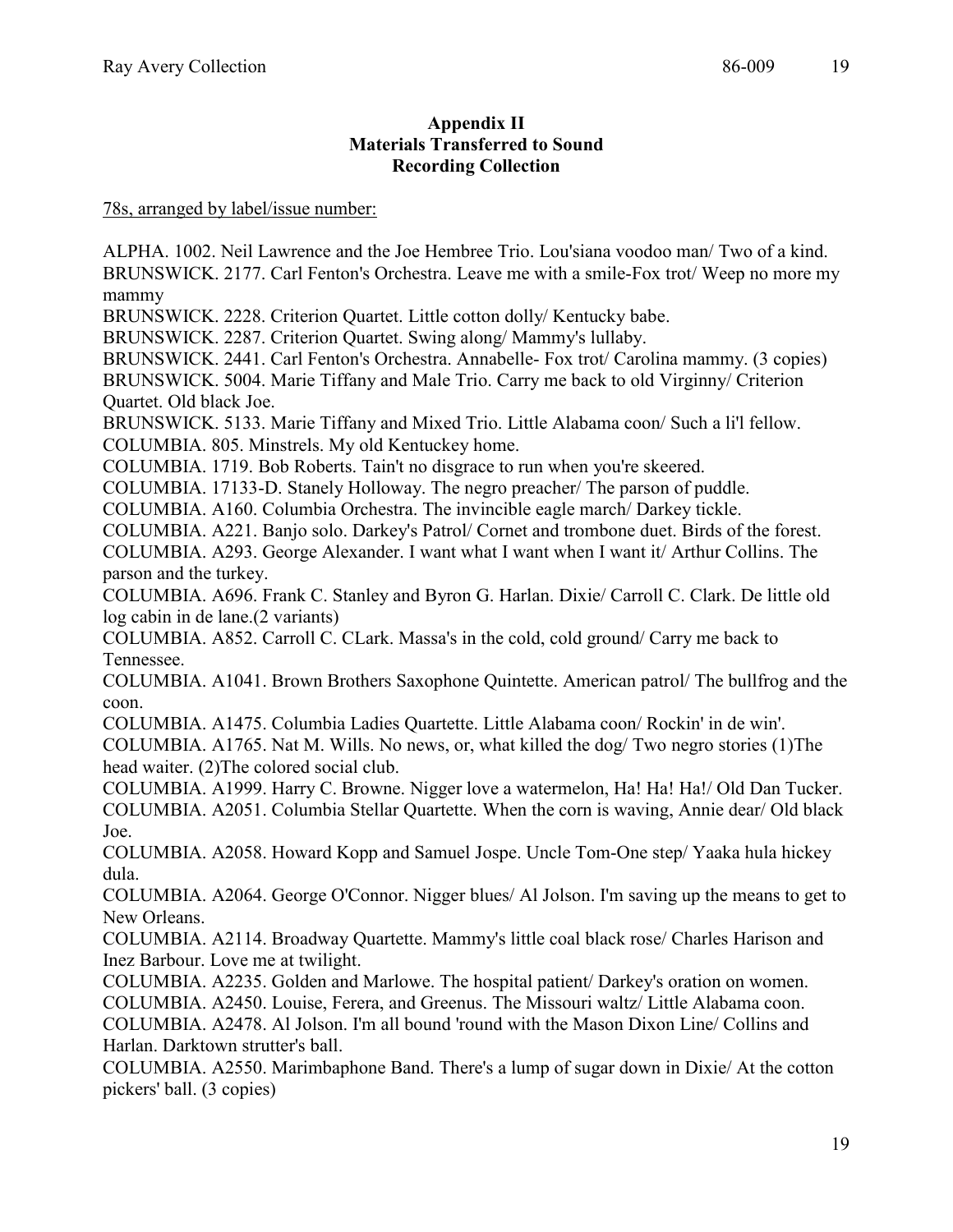# Appendix II
# Materials Transferred to Sound Recording Collection

78s, arranged by label/issue number:

ALPHA. 1002. Neil Lawrence and the Joe Hembree Trio. Lou'siana voodoo man/ Two of a kind.
BRUNSWICK. 2177. Carl Fenton's Orchestra. Leave me with a smile-Fox trot/ Weep no more my mammy
BRUNSWICK. 2228. Criterion Quartet. Little cotton dolly/ Kentucky babe.
BRUNSWICK. 2287. Criterion Quartet. Swing along/ Mammy's lullaby.
BRUNSWICK. 2441. Carl Fenton's Orchestra. Annabelle- Fox trot/ Carolina mammy. (3 copies)
BRUNSWICK. 5004. Marie Tiffany and Male Trio. Carry me back to old Virginny/ Criterion Quartet. Old black Joe.
BRUNSWICK. 5133. Marie Tiffany and Mixed Trio. Little Alabama coon/ Such a li'l fellow.
COLUMBIA. 805. Minstrels. My old Kentuckey home.
COLUMBIA. 1719. Bob Roberts. Tain't no disgrace to run when you're skeered.
COLUMBIA. 17133-D. Stanely Holloway. The negro preacher/ The parson of puddle.
COLUMBIA. A160. Columbia Orchestra. The invincible eagle march/ Darkey tickle.
COLUMBIA. A221. Banjo solo. Darkey's Patrol/ Cornet and trombone duet. Birds of the forest.
COLUMBIA. A293. George Alexander. I want what I want when I want it/ Arthur Collins. The parson and the turkey.
COLUMBIA. A696. Frank C. Stanley and Byron G. Harlan. Dixie/ Carroll C. Clark. De little old log cabin in de lane.(2 variants)
COLUMBIA. A852. Carroll C. CLark. Massa's in the cold, cold ground/ Carry me back to Tennessee.
COLUMBIA. A1041. Brown Brothers Saxophone Quintette. American patrol/ The bullfrog and the coon.
COLUMBIA. A1475. Columbia Ladies Quartette. Little Alabama coon/ Rockin' in de win'.
COLUMBIA. A1765. Nat M. Wills. No news, or, what killed the dog/ Two negro stories (1)The head waiter. (2)The colored social club.
COLUMBIA. A1999. Harry C. Browne. Nigger love a watermelon, Ha! Ha! Ha!/ Old Dan Tucker.
COLUMBIA. A2051. Columbia Stellar Quartette. When the corn is waving, Annie dear/ Old black Joe.
COLUMBIA. A2058. Howard Kopp and Samuel Jospe. Uncle Tom-One step/ Yaaka hula hickey dula.
COLUMBIA. A2064. George O'Connor. Nigger blues/ Al Jolson. I'm saving up the means to get to New Orleans.
COLUMBIA. A2114. Broadway Quartette. Mammy's little coal black rose/ Charles Harison and Inez Barbour. Love me at twilight.
COLUMBIA. A2235. Golden and Marlowe. The hospital patient/ Darkey's oration on women.
COLUMBIA. A2450. Louise, Ferera, and Greenus. The Missouri waltz/ Little Alabama coon.
COLUMBIA. A2478. Al Jolson. I'm all bound 'round with the Mason Dixon Line/ Collins and Harlan. Darktown strutter's ball.
COLUMBIA. A2550. Marimbaphone Band. There's a lump of sugar down in Dixie/ At the cotton pickers' ball. (3 copies)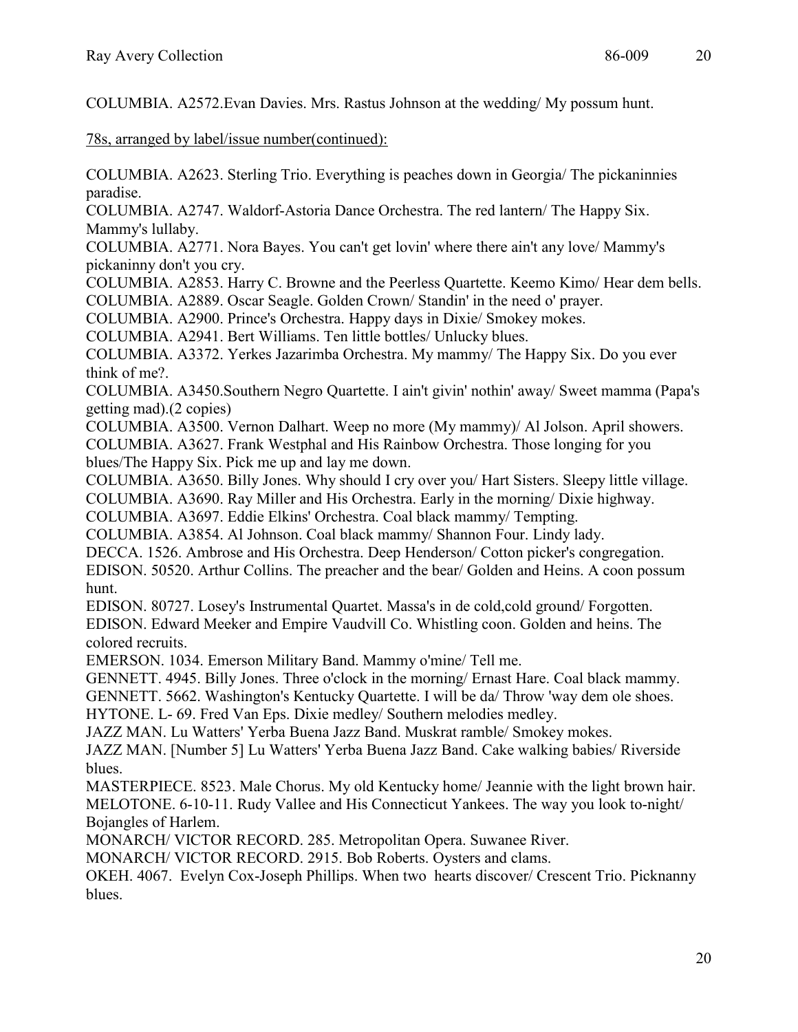COLUMBIA. A2572.Evan Davies. Mrs. Rastus Johnson at the wedding/ My possum hunt.

78s, arranged by label/issue number(continued):

COLUMBIA. A2623. Sterling Trio. Everything is peaches down in Georgia/ The pickaninnies paradise.
COLUMBIA. A2747. Waldorf-Astoria Dance Orchestra. The red lantern/ The Happy Six. Mammy's lullaby.
COLUMBIA. A2771. Nora Bayes. You can't get lovin' where there ain't any love/ Mammy's pickaninny don't you cry.
COLUMBIA. A2853. Harry C. Browne and the Peerless Quartette. Keemo Kimo/ Hear dem bells.
COLUMBIA. A2889. Oscar Seagle. Golden Crown/ Standin' in the need o' prayer.
COLUMBIA. A2900. Prince's Orchestra. Happy days in Dixie/ Smokey mokes.
COLUMBIA. A2941. Bert Williams. Ten little bottles/ Unlucky blues.
COLUMBIA. A3372. Yerkes Jazarimba Orchestra. My mammy/ The Happy Six. Do you ever think of me?.
COLUMBIA. A3450.Southern Negro Quartette. I ain't givin' nothin' away/ Sweet mamma (Papa's getting mad).(2 copies)
COLUMBIA. A3500. Vernon Dalhart. Weep no more (My mammy)/ Al Jolson. April showers.
COLUMBIA. A3627. Frank Westphal and His Rainbow Orchestra. Those longing for you blues/The Happy Six. Pick me up and lay me down.
COLUMBIA. A3650. Billy Jones. Why should I cry over you/ Hart Sisters. Sleepy little village.
COLUMBIA. A3690. Ray Miller and His Orchestra. Early in the morning/ Dixie highway.
COLUMBIA. A3697. Eddie Elkins' Orchestra. Coal black mammy/ Tempting.
COLUMBIA. A3854. Al Johnson. Coal black mammy/ Shannon Four. Lindy lady.
DECCA. 1526. Ambrose and His Orchestra. Deep Henderson/ Cotton picker's congregation.
EDISON. 50520. Arthur Collins. The preacher and the bear/ Golden and Heins. A coon possum hunt.
EDISON. 80727. Losey's Instrumental Quartet. Massa's in de cold,cold ground/ Forgotten.
EDISON. Edward Meeker and Empire Vaudvill Co. Whistling coon. Golden and heins. The colored recruits.
EMERSON. 1034. Emerson Military Band. Mammy o'mine/ Tell me.
GENNETT. 4945. Billy Jones. Three o'clock in the morning/ Ernast Hare. Coal black mammy.
GENNETT. 5662. Washington's Kentucky Quartette. I will be da/ Throw 'way dem ole shoes.
HYTONE. L- 69. Fred Van Eps. Dixie medley/ Southern melodies medley.
JAZZ MAN. Lu Watters' Yerba Buena Jazz Band. Muskrat ramble/ Smokey mokes.
JAZZ MAN. [Number 5] Lu Watters' Yerba Buena Jazz Band. Cake walking babies/ Riverside blues.
MASTERPIECE. 8523. Male Chorus. My old Kentucky home/ Jeannie with the light brown hair.
MELOTONE. 6-10-11. Rudy Vallee and His Connecticut Yankees. The way you look to-night/ Bojangles of Harlem.
MONARCH/ VICTOR RECORD. 285. Metropolitan Opera. Suwanee River.
MONARCH/ VICTOR RECORD. 2915. Bob Roberts. Oysters and clams.
OKEH. 4067. Evelyn Cox-Joseph Phillips. When two hearts discover/ Crescent Trio. Picknanny blues.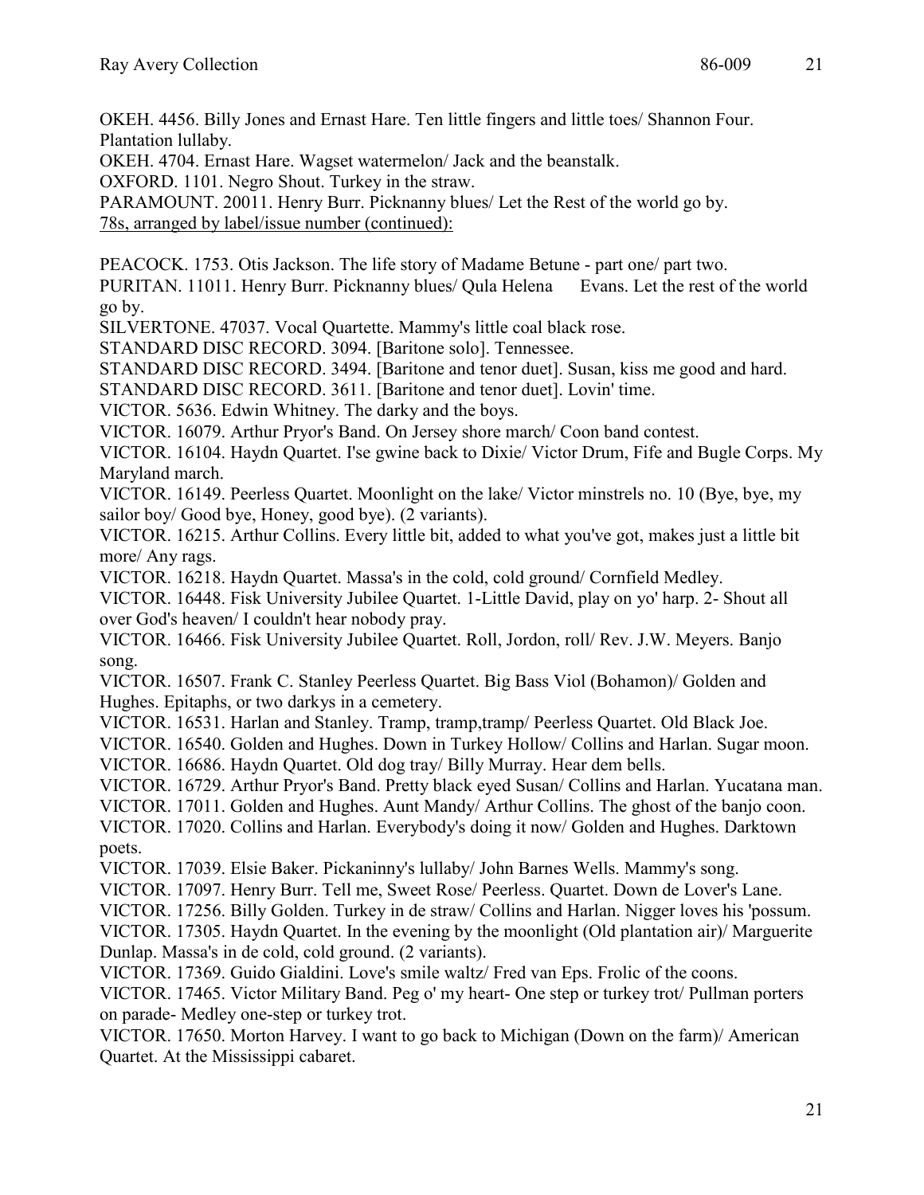OKEH. 4456. Billy Jones and Ernast Hare. Ten little fingers and little toes/ Shannon Four. Plantation lullaby.

OKEH. 4704. Ernast Hare. Wagset watermelon/ Jack and the beanstalk.

OXFORD. 1101. Negro Shout. Turkey in the straw.

PARAMOUNT. 20011. Henry Burr. Picknanny blues/ Let the Rest of the world go by.

78s, arranged by label/issue number (continued):

PEACOCK. 1753. Otis Jackson. The life story of Madame Betune - part one/ part two.

PURITAN. 11011. Henry Burr. Picknanny blues/ Qula Helena Evans. Let the rest of the world go by.

SILVERTONE. 47037. Vocal Quartette. Mammy's little coal black rose.

STANDARD DISC RECORD. 3094. [Baritone solo]. Tennessee.

STANDARD DISC RECORD. 3494. [Baritone and tenor duet]. Susan, kiss me good and hard.

STANDARD DISC RECORD. 3611. [Baritone and tenor duet]. Lovin' time.

VICTOR. 5636. Edwin Whitney. The darky and the boys.

VICTOR. 16079. Arthur Pryor's Band. On Jersey shore march/ Coon band contest.

VICTOR. 16104. Haydn Quartet. I'se gwine back to Dixie/ Victor Drum, Fife and Bugle Corps. My Maryland march.

VICTOR. 16149. Peerless Quartet. Moonlight on the lake/ Victor minstrels no. 10 (Bye, bye, my sailor boy/ Good bye, Honey, good bye). (2 variants).

VICTOR. 16215. Arthur Collins. Every little bit, added to what you've got, makes just a little bit more/ Any rags.

VICTOR. 16218. Haydn Quartet. Massa's in the cold, cold ground/ Cornfield Medley.

VICTOR. 16448. Fisk University Jubilee Quartet. 1-Little David, play on yo' harp. 2- Shout all over God's heaven/ I couldn't hear nobody pray.

VICTOR. 16466. Fisk University Jubilee Quartet. Roll, Jordon, roll/ Rev. J.W. Meyers. Banjo song.

VICTOR. 16507. Frank C. Stanley Peerless Quartet. Big Bass Viol (Bohamon)/ Golden and Hughes. Epitaphs, or two darkys in a cemetery.

VICTOR. 16531. Harlan and Stanley. Tramp, tramp,tramp/ Peerless Quartet. Old Black Joe.

VICTOR. 16540. Golden and Hughes. Down in Turkey Hollow/ Collins and Harlan. Sugar moon.

VICTOR. 16686. Haydn Quartet. Old dog tray/ Billy Murray. Hear dem bells.

VICTOR. 16729. Arthur Pryor's Band. Pretty black eyed Susan/ Collins and Harlan. Yucatana man.

VICTOR. 17011. Golden and Hughes. Aunt Mandy/ Arthur Collins. The ghost of the banjo coon.

VICTOR. 17020. Collins and Harlan. Everybody's doing it now/ Golden and Hughes. Darktown poets.

VICTOR. 17039. Elsie Baker. Pickaninny's lullaby/ John Barnes Wells. Mammy's song.

VICTOR. 17097. Henry Burr. Tell me, Sweet Rose/ Peerless. Quartet. Down de Lover's Lane.

VICTOR. 17256. Billy Golden. Turkey in de straw/ Collins and Harlan. Nigger loves his 'possum.

VICTOR. 17305. Haydn Quartet. In the evening by the moonlight (Old plantation air)/ Marguerite Dunlap. Massa's in de cold, cold ground. (2 variants).

VICTOR. 17369. Guido Gialdini. Love's smile waltz/ Fred van Eps. Frolic of the coons.

VICTOR. 17465. Victor Military Band. Peg o' my heart- One step or turkey trot/ Pullman porters on parade- Medley one-step or turkey trot.

VICTOR. 17650. Morton Harvey. I want to go back to Michigan (Down on the farm)/ American Quartet. At the Mississippi cabaret.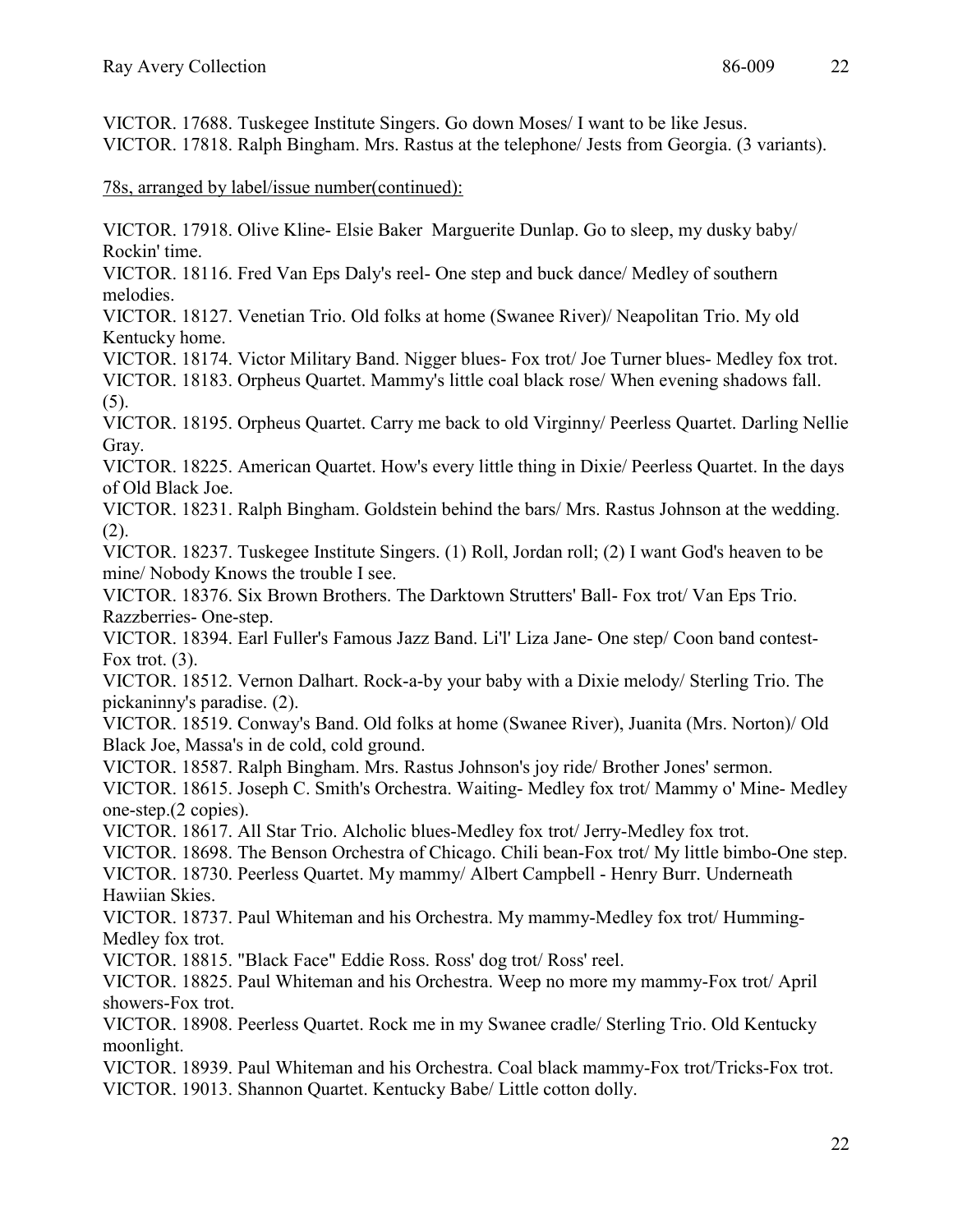VICTOR. 17688. Tuskegee Institute Singers. Go down Moses/ I want to be like Jesus.
VICTOR. 17818. Ralph Bingham. Mrs. Rastus at the telephone/ Jests from Georgia. (3 variants).

78s, arranged by label/issue number(continued):

VICTOR. 17918. Olive Kline- Elsie Baker Marguerite Dunlap. Go to sleep, my dusky baby/ Rockin' time.
VICTOR. 18116. Fred Van Eps Daly's reel- One step and buck dance/ Medley of southern melodies.
VICTOR. 18127. Venetian Trio. Old folks at home (Swanee River)/ Neapolitan Trio. My old Kentucky home.
VICTOR. 18174. Victor Military Band. Nigger blues- Fox trot/ Joe Turner blues- Medley fox trot.
VICTOR. 18183. Orpheus Quartet. Mammy's little coal black rose/ When evening shadows fall. (5).
VICTOR. 18195. Orpheus Quartet. Carry me back to old Virginny/ Peerless Quartet. Darling Nellie Gray.
VICTOR. 18225. American Quartet. How's every little thing in Dixie/ Peerless Quartet. In the days of Old Black Joe.
VICTOR. 18231. Ralph Bingham. Goldstein behind the bars/ Mrs. Rastus Johnson at the wedding. (2).
VICTOR. 18237. Tuskegee Institute Singers. (1) Roll, Jordan roll; (2) I want God's heaven to be mine/ Nobody Knows the trouble I see.
VICTOR. 18376. Six Brown Brothers. The Darktown Strutters' Ball- Fox trot/ Van Eps Trio. Razzberries- One-step.
VICTOR. 18394. Earl Fuller's Famous Jazz Band. Li'l' Liza Jane- One step/ Coon band contest- Fox trot. (3).
VICTOR. 18512. Vernon Dalhart. Rock-a-by your baby with a Dixie melody/ Sterling Trio. The pickaninny's paradise. (2).
VICTOR. 18519. Conway's Band. Old folks at home (Swanee River), Juanita (Mrs. Norton)/ Old Black Joe, Massa's in de cold, cold ground.
VICTOR. 18587. Ralph Bingham. Mrs. Rastus Johnson's joy ride/ Brother Jones' sermon.
VICTOR. 18615. Joseph C. Smith's Orchestra. Waiting- Medley fox trot/ Mammy o' Mine- Medley one-step.(2 copies).
VICTOR. 18617. All Star Trio. Alcholic blues-Medley fox trot/ Jerry-Medley fox trot.
VICTOR. 18698. The Benson Orchestra of Chicago. Chili bean-Fox trot/ My little bimbo-One step.
VICTOR. 18730. Peerless Quartet. My mammy/ Albert Campbell - Henry Burr. Underneath Hawiian Skies.
VICTOR. 18737. Paul Whiteman and his Orchestra. My mammy-Medley fox trot/ Humming-Medley fox trot.
VICTOR. 18815. "Black Face" Eddie Ross. Ross' dog trot/ Ross' reel.
VICTOR. 18825. Paul Whiteman and his Orchestra. Weep no more my mammy-Fox trot/ April showers-Fox trot.
VICTOR. 18908. Peerless Quartet. Rock me in my Swanee cradle/ Sterling Trio. Old Kentucky moonlight.
VICTOR. 18939. Paul Whiteman and his Orchestra. Coal black mammy-Fox trot/Tricks-Fox trot.
VICTOR. 19013. Shannon Quartet. Kentucky Babe/ Little cotton dolly.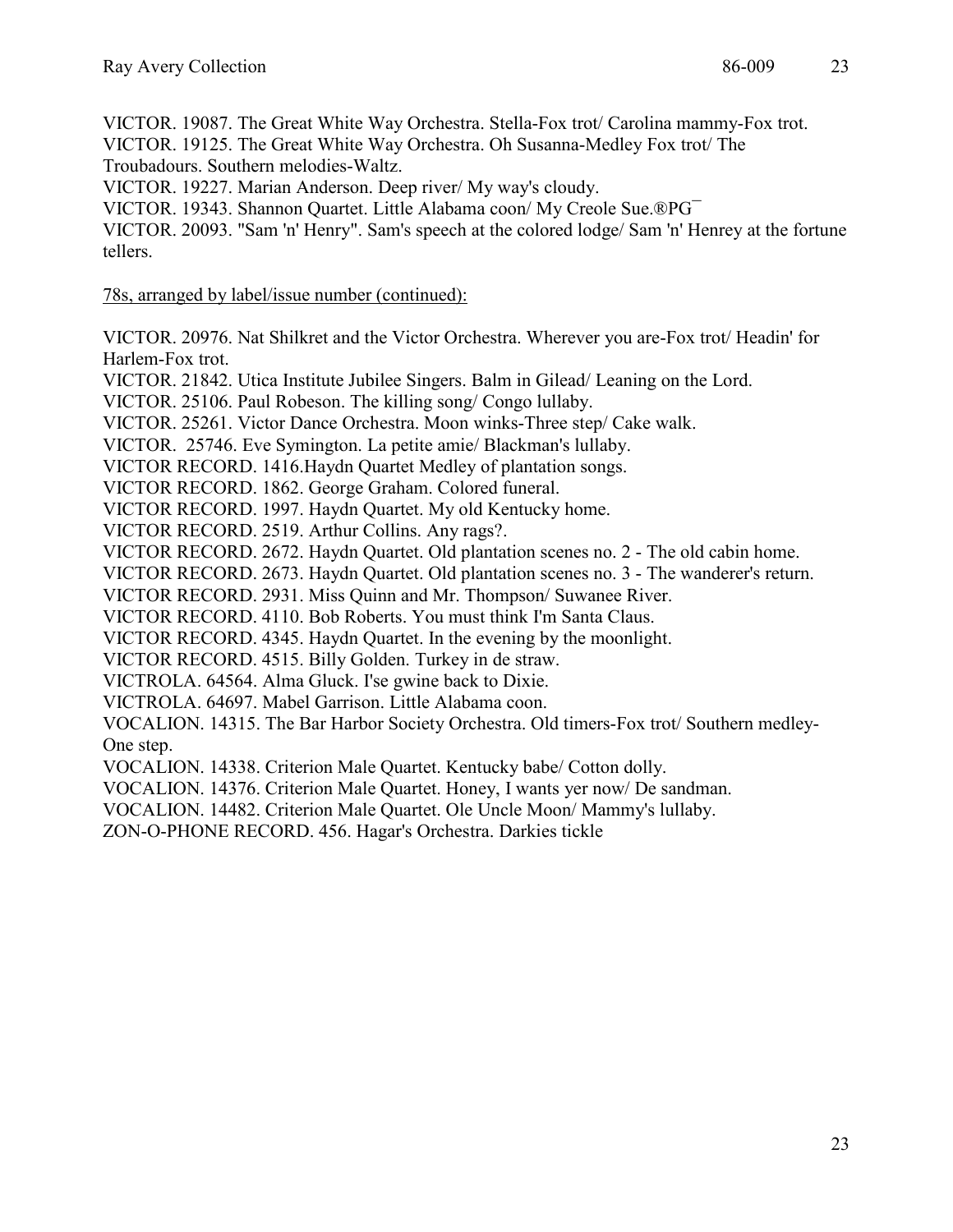VICTOR. 19087. The Great White Way Orchestra. Stella-Fox trot/ Carolina mammy-Fox trot.
VICTOR. 19125. The Great White Way Orchestra. Oh Susanna-Medley Fox trot/ The Troubadours. Southern melodies-Waltz.
VICTOR. 19227. Marian Anderson. Deep river/ My way's cloudy.
VICTOR. 19343. Shannon Quartet. Little Alabama coon/ My Creole Sue.®PG¯
VICTOR. 20093. "Sam 'n' Henry". Sam's speech at the colored lodge/ Sam 'n' Henrey at the fortune tellers.

<u>78s, arranged by label/issue number (continued):</u>

VICTOR. 20976. Nat Shilkret and the Victor Orchestra. Wherever you are-Fox trot/ Headin' for Harlem-Fox trot.
VICTOR. 21842. Utica Institute Jubilee Singers. Balm in Gilead/ Leaning on the Lord.
VICTOR. 25106. Paul Robeson. The killing song/ Congo lullaby.
VICTOR. 25261. Victor Dance Orchestra. Moon winks-Three step/ Cake walk.
VICTOR. 25746. Eve Symington. La petite amie/ Blackman's lullaby.
VICTOR RECORD. 1416.Haydn Quartet Medley of plantation songs.
VICTOR RECORD. 1862. George Graham. Colored funeral.
VICTOR RECORD. 1997. Haydn Quartet. My old Kentucky home.
VICTOR RECORD. 2519. Arthur Collins. Any rags?.
VICTOR RECORD. 2672. Haydn Quartet. Old plantation scenes no. 2 - The old cabin home.
VICTOR RECORD. 2673. Haydn Quartet. Old plantation scenes no. 3 - The wanderer's return.
VICTOR RECORD. 2931. Miss Quinn and Mr. Thompson/ Suwanee River.
VICTOR RECORD. 4110. Bob Roberts. You must think I'm Santa Claus.
VICTOR RECORD. 4345. Haydn Quartet. In the evening by the moonlight.
VICTOR RECORD. 4515. Billy Golden. Turkey in de straw.
VICTROLA. 64564. Alma Gluck. I'se gwine back to Dixie.
VICTROLA. 64697. Mabel Garrison. Little Alabama coon.
VOCALION. 14315. The Bar Harbor Society Orchestra. Old timers-Fox trot/ Southern medley-One step.
VOCALION. 14338. Criterion Male Quartet. Kentucky babe/ Cotton dolly.
VOCALION. 14376. Criterion Male Quartet. Honey, I wants yer now/ De sandman.
VOCALION. 14482. Criterion Male Quartet. Ole Uncle Moon/ Mammy's lullaby.
ZON-O-PHONE RECORD. 456. Hagar's Orchestra. Darkies tickle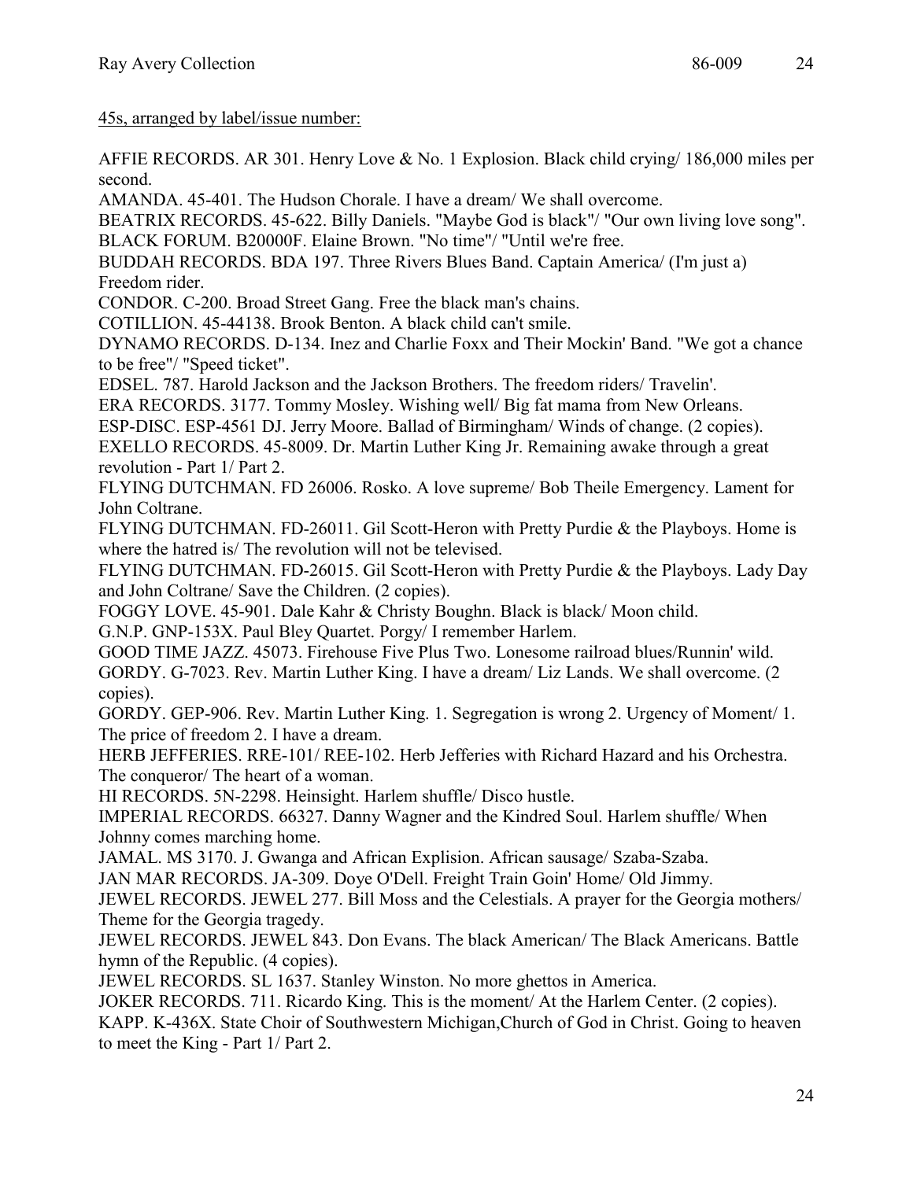45s, arranged by label/issue number:

AFFIE RECORDS. AR 301. Henry Love & No. 1 Explosion. Black child crying/ 186,000 miles per second.

AMANDA. 45-401. The Hudson Chorale. I have a dream/ We shall overcome.

BEATRIX RECORDS. 45-622. Billy Daniels. "Maybe God is black"/ "Our own living love song".

BLACK FORUM. B20000F. Elaine Brown. "No time"/ "Until we're free.

BUDDAH RECORDS. BDA 197. Three Rivers Blues Band. Captain America/ (I'm just a) Freedom rider.

CONDOR. C-200. Broad Street Gang. Free the black man's chains.

COTILLION. 45-44138. Brook Benton. A black child can't smile.

DYNAMO RECORDS. D-134. Inez and Charlie Foxx and Their Mockin' Band. "We got a chance to be free"/ "Speed ticket".

EDSEL. 787. Harold Jackson and the Jackson Brothers. The freedom riders/ Travelin'.

ERA RECORDS. 3177. Tommy Mosley. Wishing well/ Big fat mama from New Orleans.

ESP-DISC. ESP-4561 DJ. Jerry Moore. Ballad of Birmingham/ Winds of change. (2 copies).

EXELLO RECORDS. 45-8009. Dr. Martin Luther King Jr. Remaining awake through a great revolution - Part 1/ Part 2.

FLYING DUTCHMAN. FD 26006. Rosko. A love supreme/ Bob Theile Emergency. Lament for John Coltrane.

FLYING DUTCHMAN. FD-26011. Gil Scott-Heron with Pretty Purdie & the Playboys. Home is where the hatred is/ The revolution will not be televised.

FLYING DUTCHMAN. FD-26015. Gil Scott-Heron with Pretty Purdie & the Playboys. Lady Day and John Coltrane/ Save the Children. (2 copies).

FOGGY LOVE. 45-901. Dale Kahr & Christy Boughn. Black is black/ Moon child.

G.N.P. GNP-153X. Paul Bley Quartet. Porgy/ I remember Harlem.

GOOD TIME JAZZ. 45073. Firehouse Five Plus Two. Lonesome railroad blues/Runnin' wild.

GORDY. G-7023. Rev. Martin Luther King. I have a dream/ Liz Lands. We shall overcome. (2 copies).

GORDY. GEP-906. Rev. Martin Luther King. 1. Segregation is wrong 2. Urgency of Moment/ 1. The price of freedom 2. I have a dream.

HERB JEFFERIES. RRE-101/ REE-102. Herb Jefferies with Richard Hazard and his Orchestra. The conqueror/ The heart of a woman.

HI RECORDS. 5N-2298. Heinsight. Harlem shuffle/ Disco hustle.

IMPERIAL RECORDS. 66327. Danny Wagner and the Kindred Soul. Harlem shuffle/ When Johnny comes marching home.

JAMAL. MS 3170. J. Gwanga and African Explision. African sausage/ Szaba-Szaba.

JAN MAR RECORDS. JA-309. Doye O'Dell. Freight Train Goin' Home/ Old Jimmy.

JEWEL RECORDS. JEWEL 277. Bill Moss and the Celestials. A prayer for the Georgia mothers/ Theme for the Georgia tragedy.

JEWEL RECORDS. JEWEL 843. Don Evans. The black American/ The Black Americans. Battle hymn of the Republic. (4 copies).

JEWEL RECORDS. SL 1637. Stanley Winston. No more ghettos in America.

JOKER RECORDS. 711. Ricardo King. This is the moment/ At the Harlem Center. (2 copies).

KAPP. K-436X. State Choir of Southwestern Michigan,Church of God in Christ. Going to heaven to meet the King - Part 1/ Part 2.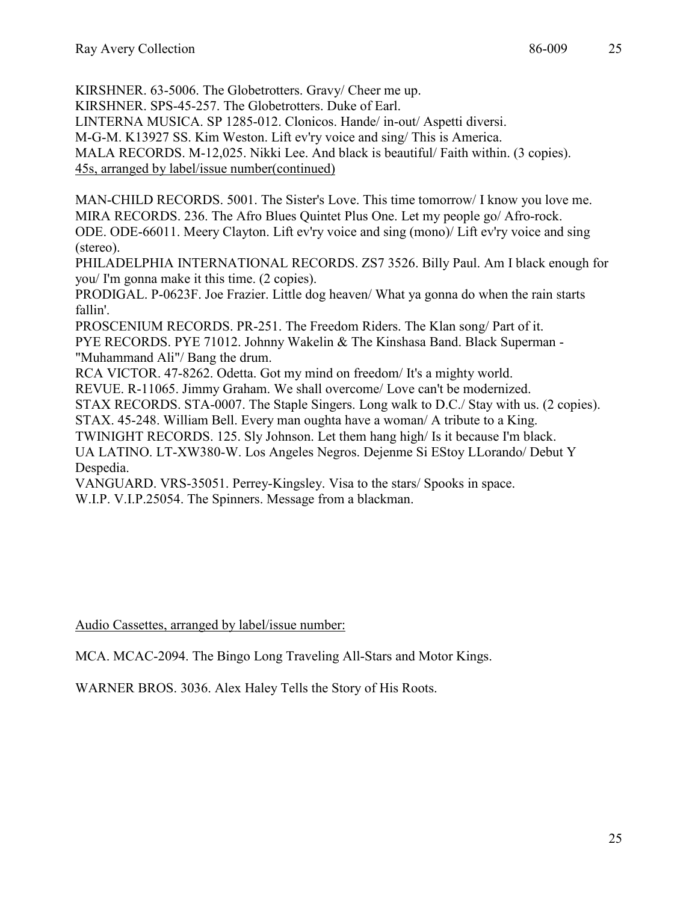KIRSHNER. 63-5006. The Globetrotters. Gravy/ Cheer me up.
KIRSHNER. SPS-45-257. The Globetrotters. Duke of Earl.
LINTERNA MUSICA. SP 1285-012. Clonicos. Hande/ in-out/ Aspetti diversi.
M-G-M. K13927 SS. Kim Weston. Lift ev'ry voice and sing/ This is America.
MALA RECORDS. M-12,025. Nikki Lee. And black is beautiful/ Faith within. (3 copies).

45s, arranged by label/issue number(continued)

MAN-CHILD RECORDS. 5001. The Sister's Love. This time tomorrow/ I know you love me.
MIRA RECORDS. 236. The Afro Blues Quintet Plus One. Let my people go/ Afro-rock.
ODE. ODE-66011. Meery Clayton. Lift ev'ry voice and sing (mono)/ Lift ev'ry voice and sing (stereo).
PHILADELPHIA INTERNATIONAL RECORDS. ZS7 3526. Billy Paul. Am I black enough for you/ I'm gonna make it this time. (2 copies).
PRODIGAL. P-0623F. Joe Frazier. Little dog heaven/ What ya gonna do when the rain starts fallin'.
PROSCENIUM RECORDS. PR-251. The Freedom Riders. The Klan song/ Part of it.
PYE RECORDS. PYE 71012. Johnny Wakelin & The Kinshasa Band. Black Superman - "Muhammand Ali"/ Bang the drum.
RCA VICTOR. 47-8262. Odetta. Got my mind on freedom/ It's a mighty world.
REVUE. R-11065. Jimmy Graham. We shall overcome/ Love can't be modernized.
STAX RECORDS. STA-0007. The Staple Singers. Long walk to D.C./ Stay with us. (2 copies).
STAX. 45-248. William Bell. Every man oughta have a woman/ A tribute to a King.
TWINIGHT RECORDS. 125. Sly Johnson. Let them hang high/ Is it because I'm black.
UA LATINO. LT-XW380-W. Los Angeles Negros. Dejenme Si EStoy LLorando/ Debut Y Despedia.
VANGUARD. VRS-35051. Perrey-Kingsley. Visa to the stars/ Spooks in space.
W.I.P. V.I.P.25054. The Spinners. Message from a blackman.

Audio Cassettes, arranged by label/issue number:

MCA. MCAC-2094. The Bingo Long Traveling All-Stars and Motor Kings.

WARNER BROS. 3036. Alex Haley Tells the Story of His Roots.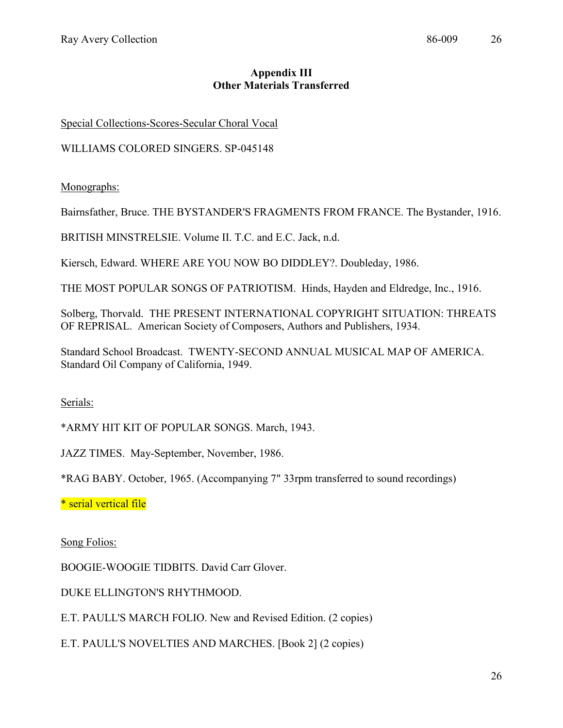## Appendix III
## Other Materials Transferred

Special Collections-Scores-Secular Choral Vocal

WILLIAMS COLORED SINGERS. SP-045148

Monographs:

Bairnsfather, Bruce. THE BYSTANDER'S FRAGMENTS FROM FRANCE. The Bystander, 1916.

BRITISH MINSTRELSIE. Volume II. T.C. and E.C. Jack, n.d.

Kiersch, Edward. WHERE ARE YOU NOW BO DIDDLEY?. Doubleday, 1986.

THE MOST POPULAR SONGS OF PATRIOTISM. Hinds, Hayden and Eldredge, Inc., 1916.

Solberg, Thorvald. THE PRESENT INTERNATIONAL COPYRIGHT SITUATION: THREATS OF REPRISAL. American Society of Composers, Authors and Publishers, 1934.

Standard School Broadcast. TWENTY-SECOND ANNUAL MUSICAL MAP OF AMERICA. Standard Oil Company of California, 1949.

Serials:

*ARMY HIT KIT OF POPULAR SONGS. March, 1943.

JAZZ TIMES. May-September, November, 1986.

*RAG BABY. October, 1965. (Accompanying 7" 33rpm transferred to sound recordings)

* serial vertical file

Song Folios:

BOOGIE-WOOGIE TIDBITS. David Carr Glover.

DUKE ELLINGTON'S RHYTHMOOD.

E.T. PAULL'S MARCH FOLIO. New and Revised Edition. (2 copies)

E.T. PAULL'S NOVELTIES AND MARCHES. [Book 2] (2 copies)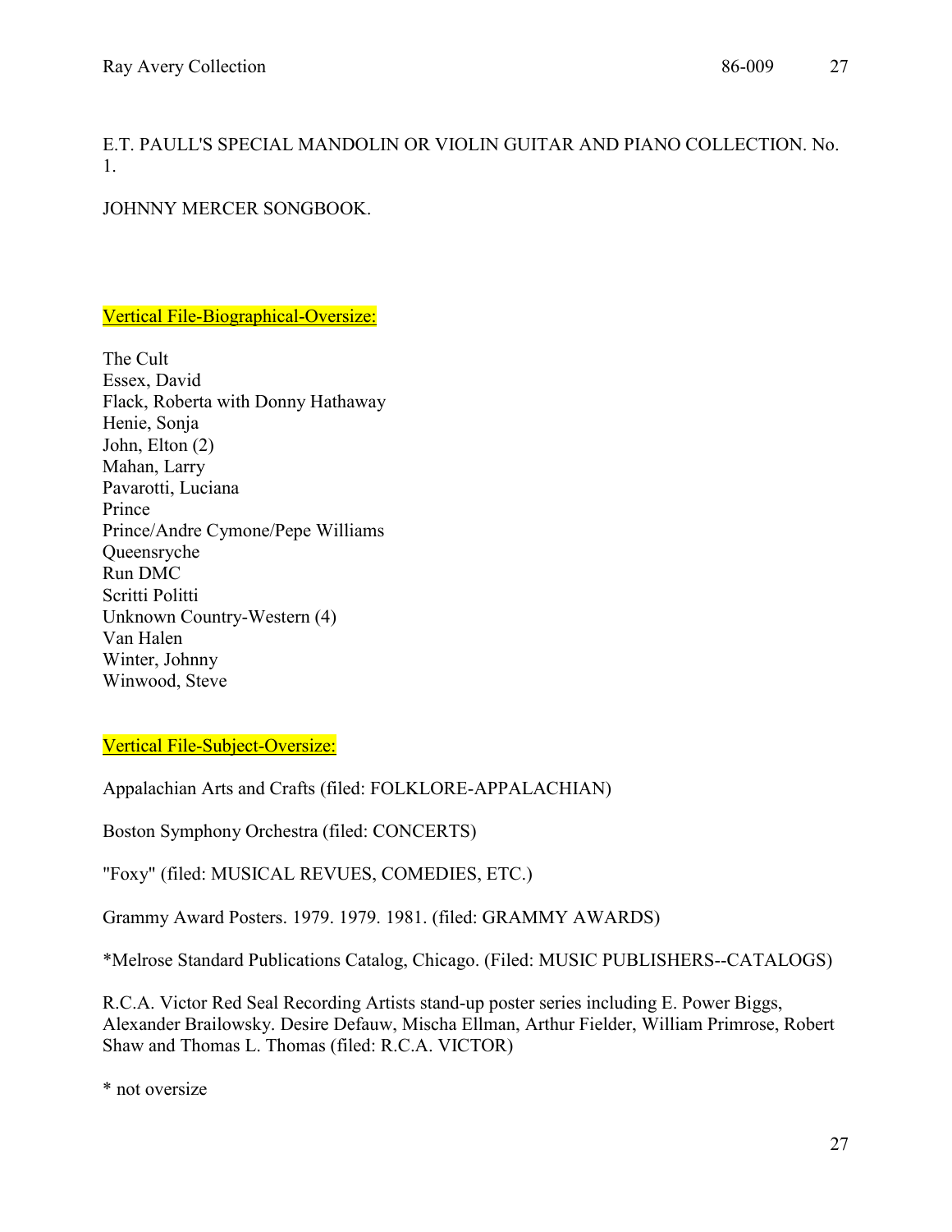E.T. PAULL'S SPECIAL MANDOLIN OR VIOLIN GUITAR AND PIANO COLLECTION. No. 1.

JOHNNY MERCER SONGBOOK.

## Vertical File-Biographical-Oversize:

The Cult
Essex, David
Flack, Roberta with Donny Hathaway
Henie, Sonja
John, Elton (2)
Mahan, Larry
Pavarotti, Luciana
Prince
Prince/Andre Cymone/Pepe Williams
Queensryche
Run DMC
Scritti Politti
Unknown Country-Western (4)
Van Halen
Winter, Johnny
Winwood, Steve

## Vertical File-Subject-Oversize:

Appalachian Arts and Crafts (filed: FOLKLORE-APPALACHIAN)

Boston Symphony Orchestra (filed: CONCERTS)

"Foxy" (filed: MUSICAL REVUES, COMEDIES, ETC.)

Grammy Award Posters. 1979. 1979. 1981. (filed: GRAMMY AWARDS)

*Melrose Standard Publications Catalog, Chicago. (Filed: MUSIC PUBLISHERS--CATALOGS)

R.C.A. Victor Red Seal Recording Artists stand-up poster series including E. Power Biggs, Alexander Brailowsky. Desire Defauw, Mischa Ellman, Arthur Fielder, William Primrose, Robert Shaw and Thomas L. Thomas (filed: R.C.A. VICTOR)

* not oversize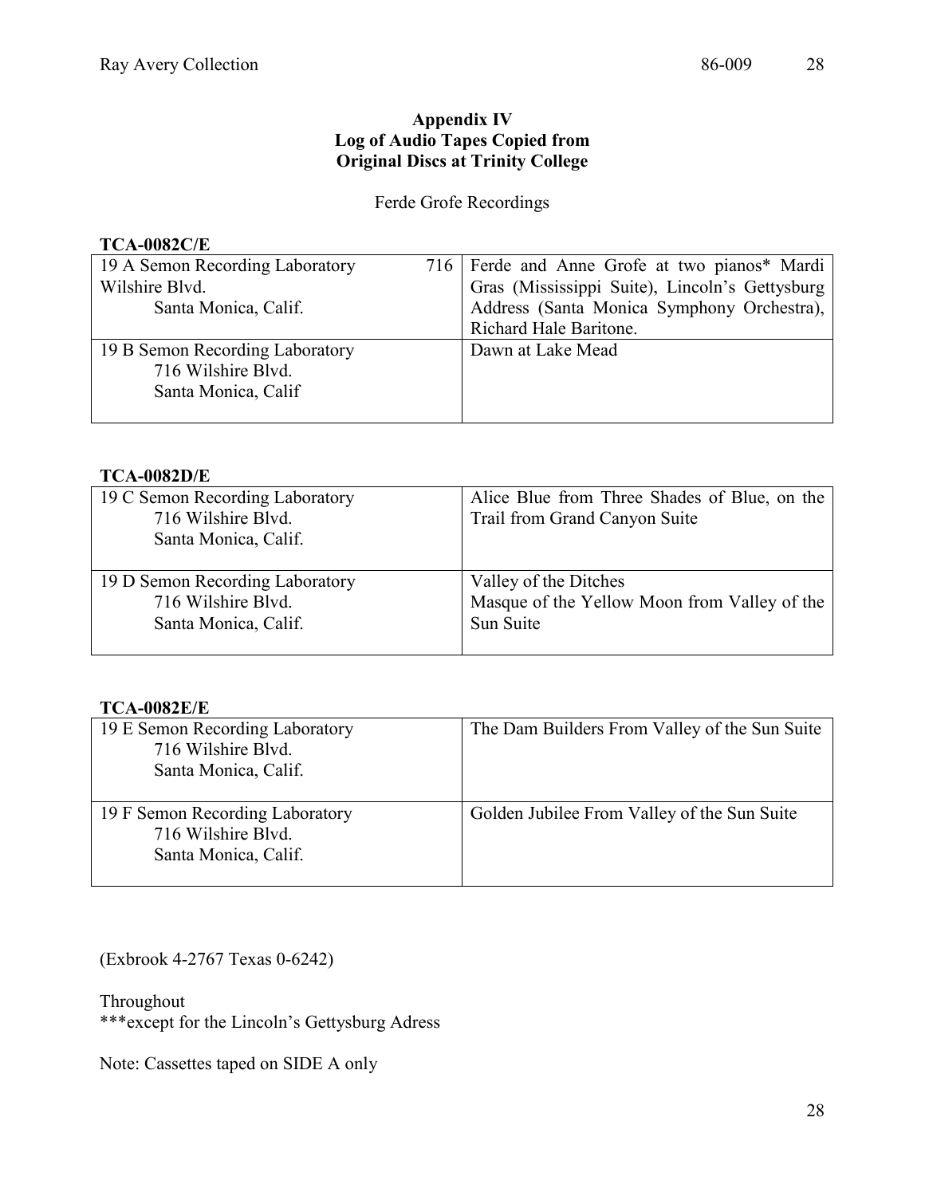### Appendix IV
### Log of Audio Tapes Copied from Original Discs at Trinity College

Ferde Grofe Recordings

**TCA-0082C/E**

| | |
|---|---|
| 19 A Semon Recording Laboratory 716 Wilshire Blvd. Santa Monica, Calif. | Ferde and Anne Grofe at two pianos* Mardi Gras (Mississippi Suite), Lincoln's Gettysburg Address (Santa Monica Symphony Orchestra), Richard Hale Baritone. |
| 19 B Semon Recording Laboratory 716 Wilshire Blvd. Santa Monica, Calif | Dawn at Lake Mead |

**TCA-0082D/E**

| | |
|---|---|
| 19 C Semon Recording Laboratory 716 Wilshire Blvd. Santa Monica, Calif. | Alice Blue from Three Shades of Blue, on the Trail from Grand Canyon Suite |
| 19 D Semon Recording Laboratory 716 Wilshire Blvd. Santa Monica, Calif. | Valley of the Ditches Masque of the Yellow Moon from Valley of the Sun Suite |

**TCA-0082E/E**

| | |
|---|---|
| 19 E Semon Recording Laboratory 716 Wilshire Blvd. Santa Monica, Calif. | The Dam Builders From Valley of the Sun Suite |
| 19 F Semon Recording Laboratory 716 Wilshire Blvd. Santa Monica, Calif. | Golden Jubilee From Valley of the Sun Suite |

(Exbrook 4-2767 Texas 0-6242)

Throughout
***except for the Lincoln's Gettysburg Adress

Note: Cassettes taped on SIDE A only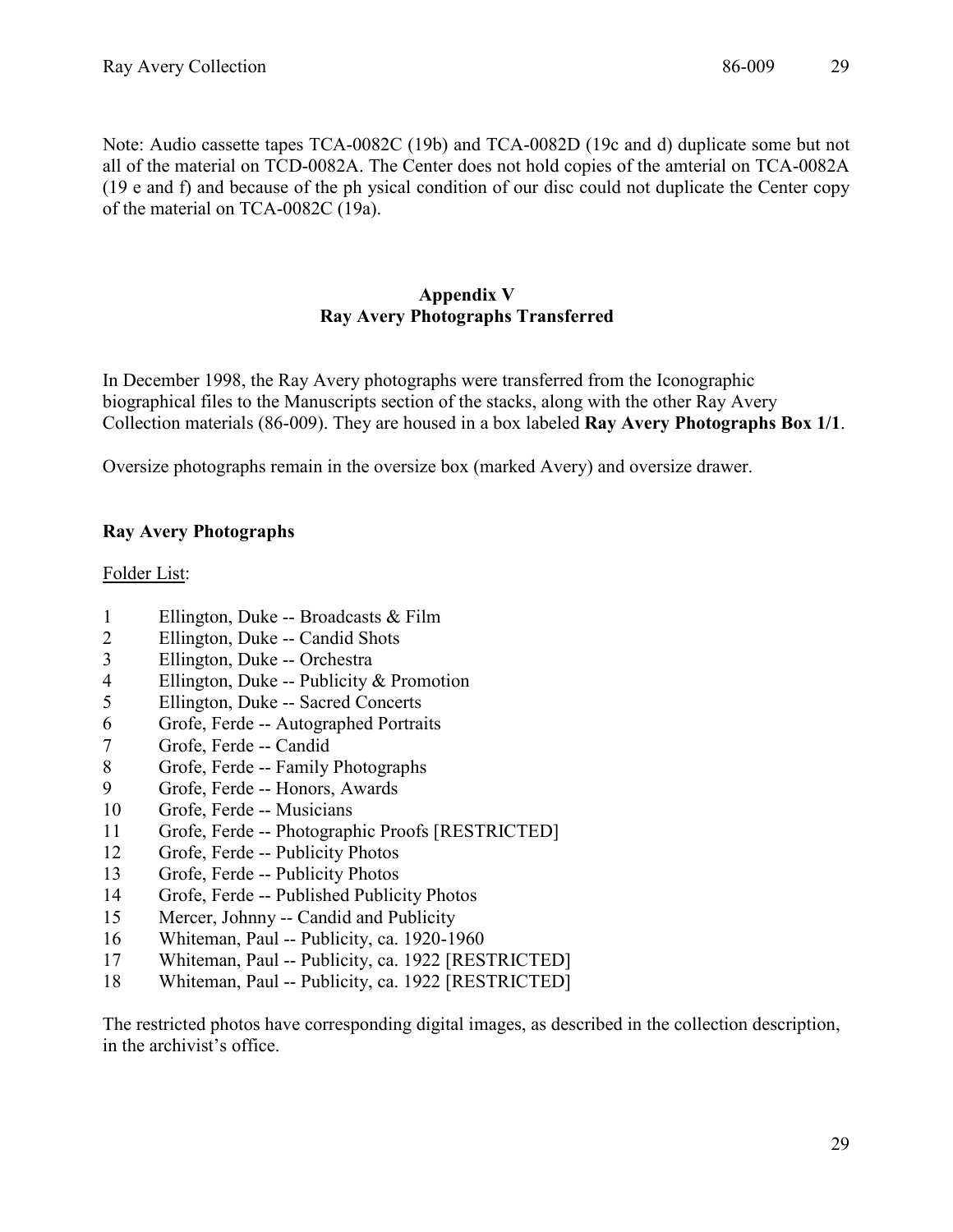Note: Audio cassette tapes TCA-0082C (19b) and TCA-0082D (19c and d) duplicate some but not all of the material on TCD-0082A. The Center does not hold copies of the amterial on TCA-0082A (19 e and f) and because of the ph ysical condition of our disc could not duplicate the Center copy of the material on TCA-0082C (19a).

## Appendix V
## Ray Avery Photographs Transferred

In December 1998, the Ray Avery photographs were transferred from the Iconographic biographical files to the Manuscripts section of the stacks, along with the other Ray Avery Collection materials (86-009). They are housed in a box labeled **Ray Avery Photographs Box 1/1**.

Oversize photographs remain in the oversize box (marked Avery) and oversize drawer.

### Ray Avery Photographs

<u>Folder List</u>:

1 Ellington, Duke -- Broadcasts & Film
2 Ellington, Duke -- Candid Shots
3 Ellington, Duke -- Orchestra
4 Ellington, Duke -- Publicity & Promotion
5 Ellington, Duke -- Sacred Concerts
6 Grofe, Ferde -- Autographed Portraits
7 Grofe, Ferde -- Candid
8 Grofe, Ferde -- Family Photographs
9 Grofe, Ferde -- Honors, Awards
10 Grofe, Ferde -- Musicians
11 Grofe, Ferde -- Photographic Proofs [RESTRICTED]
12 Grofe, Ferde -- Publicity Photos
13 Grofe, Ferde -- Publicity Photos
14 Grofe, Ferde -- Published Publicity Photos
15 Mercer, Johnny -- Candid and Publicity
16 Whiteman, Paul -- Publicity, ca. 1920-1960
17 Whiteman, Paul -- Publicity, ca. 1922 [RESTRICTED]
18 Whiteman, Paul -- Publicity, ca. 1922 [RESTRICTED]

The restricted photos have corresponding digital images, as described in the collection description, in the archivist's office.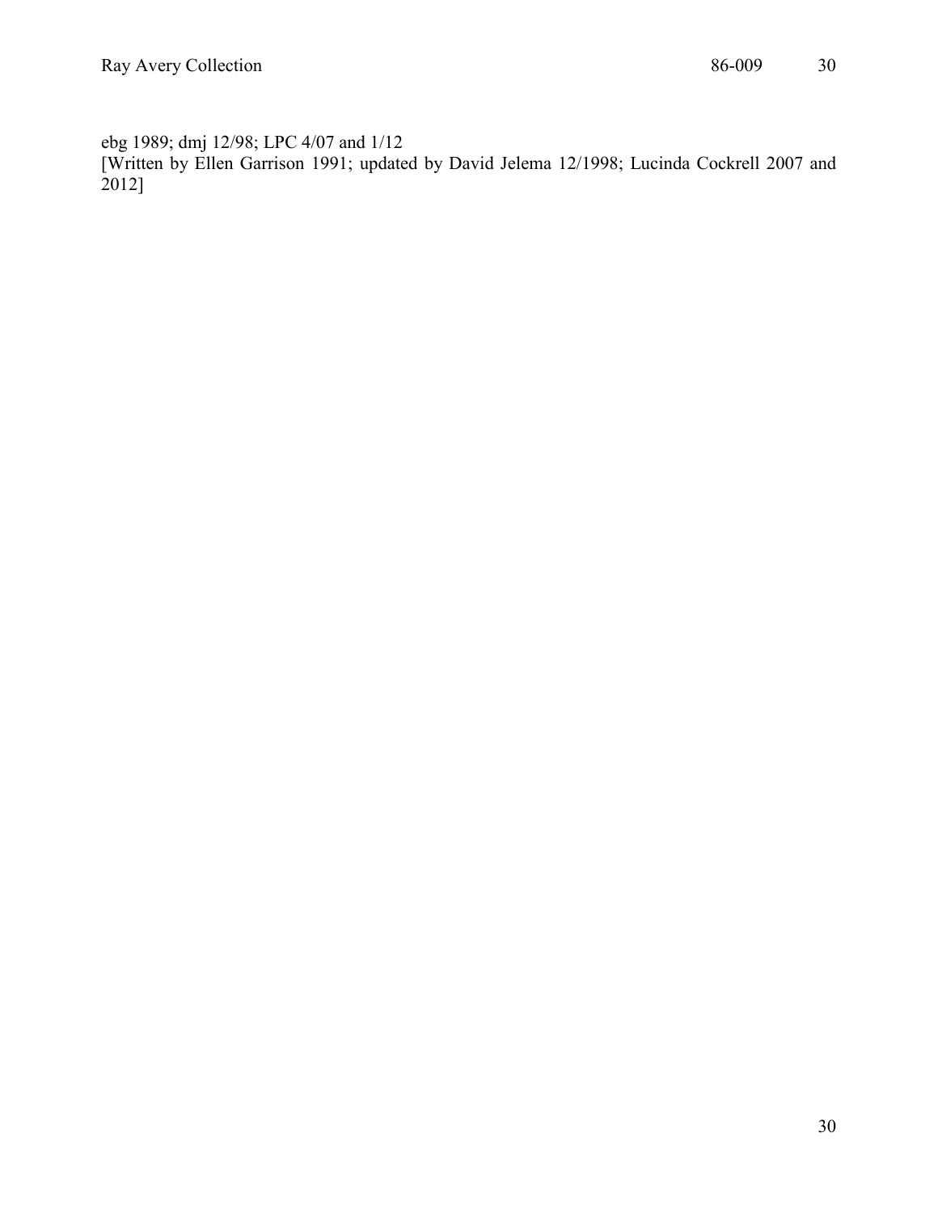ebg 1989; dmj 12/98; LPC 4/07 and 1/12
[Written by Ellen Garrison 1991; updated by David Jelema 12/1998; Lucinda Cockrell 2007 and 2012]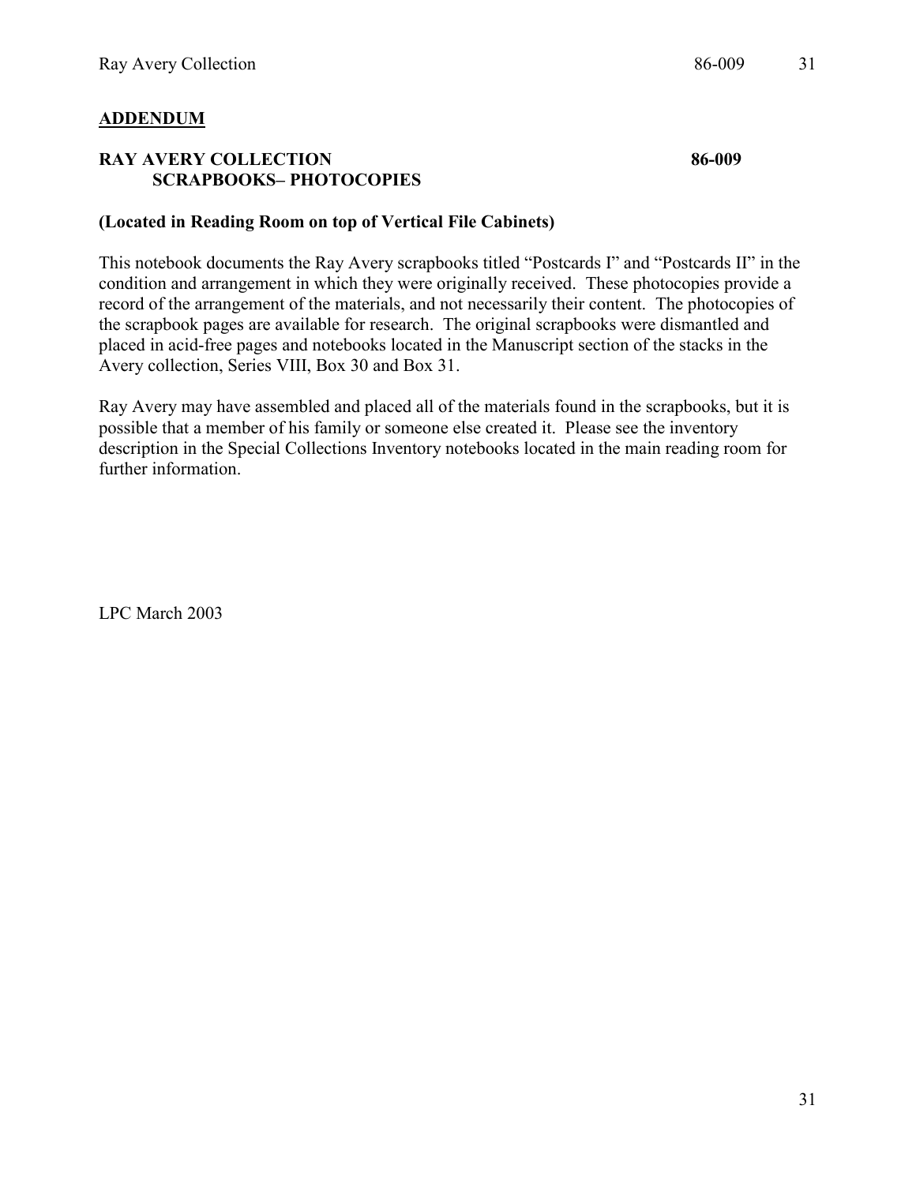**ADDENDUM**

**RAY AVERY COLLECTION 86-009**
**SCRAPBOOKS– PHOTOCOPIES**

**(Located in Reading Room on top of Vertical File Cabinets)**

This notebook documents the Ray Avery scrapbooks titled "Postcards I" and "Postcards II" in the condition and arrangement in which they were originally received. These photocopies provide a record of the arrangement of the materials, and not necessarily their content. The photocopies of the scrapbook pages are available for research. The original scrapbooks were dismantled and placed in acid-free pages and notebooks located in the Manuscript section of the stacks in the Avery collection, Series VIII, Box 30 and Box 31.

Ray Avery may have assembled and placed all of the materials found in the scrapbooks, but it is possible that a member of his family or someone else created it. Please see the inventory description in the Special Collections Inventory notebooks located in the main reading room for further information.

LPC March 2003